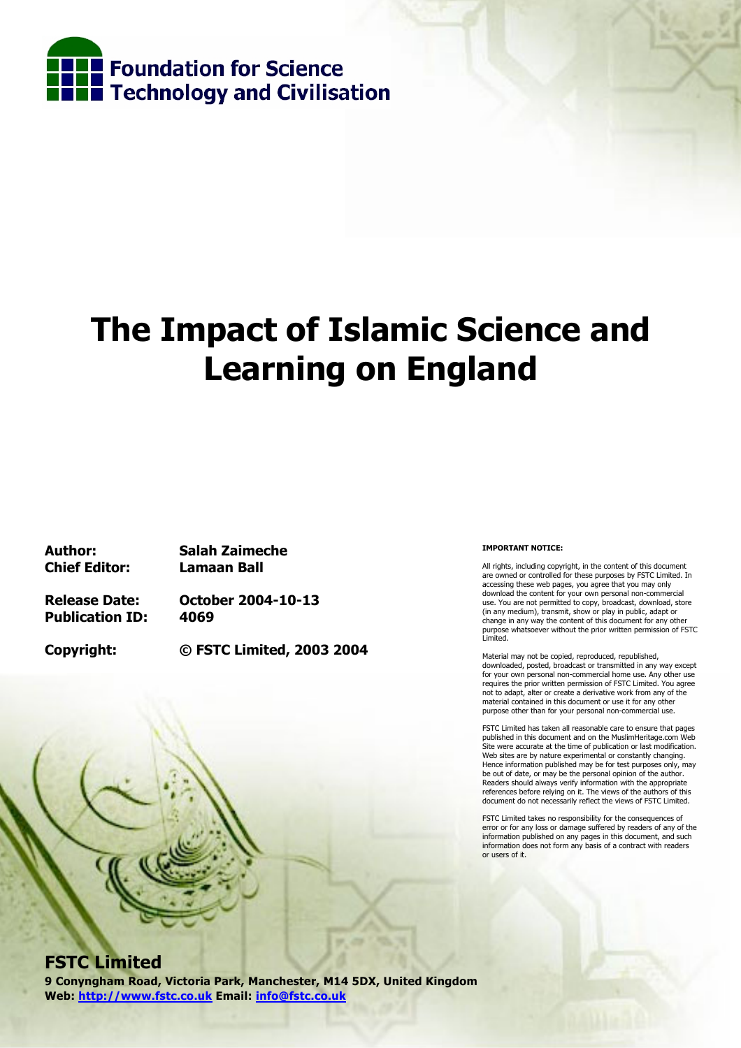Foundation for Science Technology and Civilisation

# The Impact of Islamic Science and Learning on England

| | |
|---|---|
| **Author:** | **Salah Zaimeche** |
| **Chief Editor:** | **Lamaan Ball** |
| **Release Date:** | **October 2004-10-13** |
| **Publication ID:** | **4069** |
| **Copyright:** | **© FSTC Limited, 2003 2004** |

**IMPORTANT NOTICE:**

All rights, including copyright, in the content of this document are owned or controlled for these purposes by FSTC Limited. In accessing these web pages, you agree that you may only download the content for your own personal non-commercial use. You are not permitted to copy, broadcast, download, store (in any medium), transmit, show or play in public, adapt or change in any way the content of this document for any other purpose whatsoever without the prior written permission of FSTC Limited.

Material may not be copied, reproduced, republished, downloaded, posted, broadcast or transmitted in any way except for your own personal non-commercial home use. Any other use requires the prior written permission of FSTC Limited. You agree not to adapt, alter or create a derivative work from any of the material contained in this document or use it for any other purpose other than for your personal non-commercial use.

FSTC Limited has taken all reasonable care to ensure that pages published in this document and on the MuslimHeritage.com Web Site were accurate at the time of publication or last modification. Web sites are by nature experimental or constantly changing. Hence information published may be for test purposes only, may be out of date, or may be the personal opinion of the author. Readers should always verify information with the appropriate references before relying on it. The views of the authors of this document do not necessarily reflect the views of FSTC Limited.

FSTC Limited takes no responsibility for the consequences of error or for any loss or damage suffered by readers of any of the information published on any pages in this document, and such information does not form any basis of a contract with readers or users of it.

**FSTC Limited**

**9 Conyngham Road, Victoria Park, Manchester, M14 5DX, United Kingdom**
**Web: [http://www.fstc.co.uk](http://www.fstc.co.uk) Email: [info@fstc.co.uk](mailto:info@fstc.co.uk)**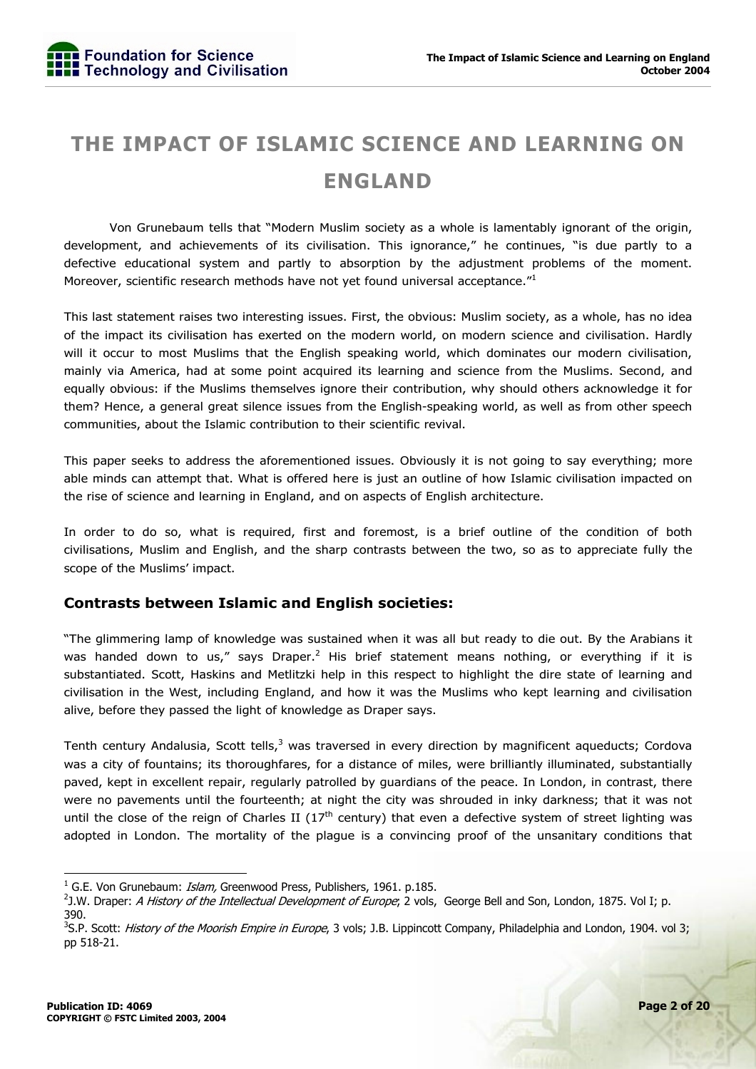# THE IMPACT OF ISLAMIC SCIENCE AND LEARNING ON ENGLAND

Von Grunebaum tells that "Modern Muslim society as a whole is lamentably ignorant of the origin, development, and achievements of its civilisation. This ignorance," he continues, "is due partly to a defective educational system and partly to absorption by the adjustment problems of the moment. Moreover, scientific research methods have not yet found universal acceptance."[1]

This last statement raises two interesting issues. First, the obvious: Muslim society, as a whole, has no idea of the impact its civilisation has exerted on the modern world, on modern science and civilisation. Hardly will it occur to most Muslims that the English speaking world, which dominates our modern civilisation, mainly via America, had at some point acquired its learning and science from the Muslims. Second, and equally obvious: if the Muslims themselves ignore their contribution, why should others acknowledge it for them? Hence, a general great silence issues from the English-speaking world, as well as from other speech communities, about the Islamic contribution to their scientific revival.

This paper seeks to address the aforementioned issues. Obviously it is not going to say everything; more able minds can attempt that. What is offered here is just an outline of how Islamic civilisation impacted on the rise of science and learning in England, and on aspects of English architecture.

In order to do so, what is required, first and foremost, is a brief outline of the condition of both civilisations, Muslim and English, and the sharp contrasts between the two, so as to appreciate fully the scope of the Muslims' impact.

## Contrasts between Islamic and English societies:

"The glimmering lamp of knowledge was sustained when it was all but ready to die out. By the Arabians it was handed down to us," says Draper.[2] His brief statement means nothing, or everything if it is substantiated. Scott, Haskins and Metlitzki help in this respect to highlight the dire state of learning and civilisation in the West, including England, and how it was the Muslims who kept learning and civilisation alive, before they passed the light of knowledge as Draper says.

Tenth century Andalusia, Scott tells,[3] was traversed in every direction by magnificent aqueducts; Cordova was a city of fountains; its thoroughfares, for a distance of miles, were brilliantly illuminated, substantially paved, kept in excellent repair, regularly patrolled by guardians of the peace. In London, in contrast, there were no pavements until the fourteenth; at night the city was shrouded in inky darkness; that it was not until the close of the reign of Charles II (17th century) that even a defective system of street lighting was adopted in London. The mortality of the plague is a convincing proof of the unsanitary conditions that

---

[1] G.E. Von Grunebaum: *Islam,* Greenwood Press, Publishers, 1961. p.185.

[2] J.W. Draper: *A History of the Intellectual Development of Europe*; 2 vols, George Bell and Son, London, 1875. Vol I; p. 390.

[3] S.P. Scott: *History of the Moorish Empire in Europe*, 3 vols; J.B. Lippincott Company, Philadelphia and London, 1904. vol 3; pp 518-21.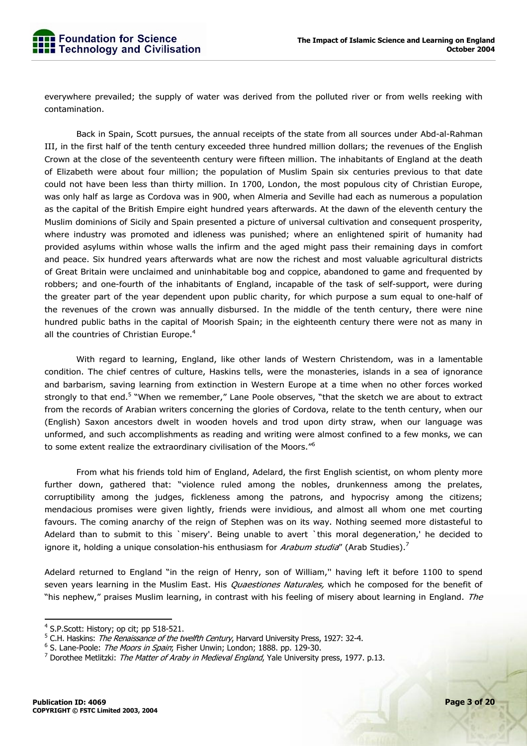everywhere prevailed; the supply of water was derived from the polluted river or from wells reeking with contamination.

Back in Spain, Scott pursues, the annual receipts of the state from all sources under Abd-al-Rahman III, in the first half of the tenth century exceeded three hundred million dollars; the revenues of the English Crown at the close of the seventeenth century were fifteen million. The inhabitants of England at the death of Elizabeth were about four million; the population of Muslim Spain six centuries previous to that date could not have been less than thirty million. In 1700, London, the most populous city of Christian Europe, was only half as large as Cordova was in 900, when Almeria and Seville had each as numerous a population as the capital of the British Empire eight hundred years afterwards. At the dawn of the eleventh century the Muslim dominions of Sicily and Spain presented a picture of universal cultivation and consequent prosperity, where industry was promoted and idleness was punished; where an enlightened spirit of humanity had provided asylums within whose walls the infirm and the aged might pass their remaining days in comfort and peace. Six hundred years afterwards what are now the richest and most valuable agricultural districts of Great Britain were unclaimed and uninhabitable bog and coppice, abandoned to game and frequented by robbers; and one-fourth of the inhabitants of England, incapable of the task of self-support, were during the greater part of the year dependent upon public charity, for which purpose a sum equal to one-half of the revenues of the crown was annually disbursed. In the middle of the tenth century, there were nine hundred public baths in the capital of Moorish Spain; in the eighteenth century there were not as many in all the countries of Christian Europe.[4]

With regard to learning, England, like other lands of Western Christendom, was in a lamentable condition. The chief centres of culture, Haskins tells, were the monasteries, islands in a sea of ignorance and barbarism, saving learning from extinction in Western Europe at a time when no other forces worked strongly to that end.[5] "When we remember," Lane Poole observes, "that the sketch we are about to extract from the records of Arabian writers concerning the glories of Cordova, relate to the tenth century, when our (English) Saxon ancestors dwelt in wooden hovels and trod upon dirty straw, when our language was unformed, and such accomplishments as reading and writing were almost confined to a few monks, we can to some extent realize the extraordinary civilisation of the Moors."[6]

From what his friends told him of England, Adelard, the first English scientist, on whom plenty more further down, gathered that: "violence ruled among the nobles, drunkenness among the prelates, corruptibility among the judges, fickleness among the patrons, and hypocrisy among the citizens; mendacious promises were given lightly, friends were invidious, and almost all whom one met courting favours. The coming anarchy of the reign of Stephen was on its way. Nothing seemed more distasteful to Adelard than to submit to this `misery'. Being unable to avert `this moral degeneration,' he decided to ignore it, holding a unique consolation-his enthusiasm for *Arabum studia*" (Arab Studies).[7]

Adelard returned to England "in the reign of Henry, son of William,'' having left it before 1100 to spend seven years learning in the Muslim East. His *Quaestiones Naturales,* which he composed for the benefit of "his nephew," praises Muslim learning, in contrast with his feeling of misery about learning in England. *The*

---

[4] S.P.Scott: History; op cit; pp 518-521.

[5] C.H. Haskins: *The Renaissance of the twelfth Century*, Harvard University Press, 1927: 32-4.

[6] S. Lane-Poole: *The Moors in Spain*; Fisher Unwin; London; 1888. pp. 129-30.

[7] Dorothee Metlitzki: *The Matter of Araby in Medieval England*, Yale University press, 1977. p.13.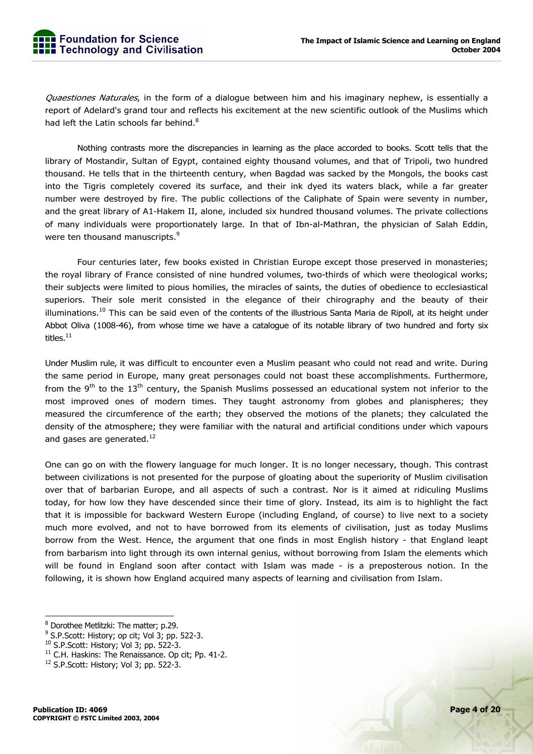*Quaestiones Naturales*, in the form of a dialogue between him and his imaginary nephew, is essentially a report of Adelard's grand tour and reflects his excitement at the new scientific outlook of the Muslims which had left the Latin schools far behind.[8]

Nothing contrasts more the discrepancies in learning as the place accorded to books. Scott tells that the library of Mostandir, Sultan of Egypt, contained eighty thousand volumes, and that of Tripoli, two hundred thousand. He tells that in the thirteenth century, when Bagdad was sacked by the Mongols, the books cast into the Tigris completely covered its surface, and their ink dyed its waters black, while a far greater number were destroyed by fire. The public collections of the Caliphate of Spain were seventy in number, and the great library of A1-Hakem II, alone, included six hundred thousand volumes. The private collections of many individuals were proportionately large. In that of Ibn-al-Mathran, the physician of Salah Eddin, were ten thousand manuscripts.[9]

Four centuries later, few books existed in Christian Europe except those preserved in monasteries; the royal library of France consisted of nine hundred volumes, two-thirds of which were theological works; their subjects were limited to pious homilies, the miracles of saints, the duties of obedience to ecclesiastical superiors. Their sole merit consisted in the elegance of their chirography and the beauty of their illuminations.[10] This can be said even of the contents of the illustrious Santa Maria de Ripoll, at its height under Abbot Oliva (1008-46), from whose time we have a catalogue of its notable library of two hundred and forty six titles.[11]

Under Muslim rule, it was difficult to encounter even a Muslim peasant who could not read and write. During the same period in Europe, many great personages could not boast these accomplishments. Furthermore, from the 9th to the 13th century, the Spanish Muslims possessed an educational system not inferior to the most improved ones of modern times. They taught astronomy from globes and planispheres; they measured the circumference of the earth; they observed the motions of the planets; they calculated the density of the atmosphere; they were familiar with the natural and artificial conditions under which vapours and gases are generated.[12]

One can go on with the flowery language for much longer. It is no longer necessary, though. This contrast between civilizations is not presented for the purpose of gloating about the superiority of Muslim civilisation over that of barbarian Europe, and all aspects of such a contrast. Nor is it aimed at ridiculing Muslims today, for how low they have descended since their time of glory. Instead, its aim is to highlight the fact that it is impossible for backward Western Europe (including England, of course) to live next to a society much more evolved, and not to have borrowed from its elements of civilisation, just as today Muslims borrow from the West. Hence, the argument that one finds in most English history - that England leapt from barbarism into light through its own internal genius, without borrowing from Islam the elements which will be found in England soon after contact with Islam was made - is a preposterous notion. In the following, it is shown how England acquired many aspects of learning and civilisation from Islam.

---

[8] Dorothee Metlitzki: The matter; p.29.

[9] S.P.Scott: History; op cit; Vol 3; pp. 522-3.

[10] S.P.Scott: History; Vol 3; pp. 522-3.

[11] C.H. Haskins: The Renaissance. Op cit; Pp. 41-2.

[12] S.P.Scott: History; Vol 3; pp. 522-3.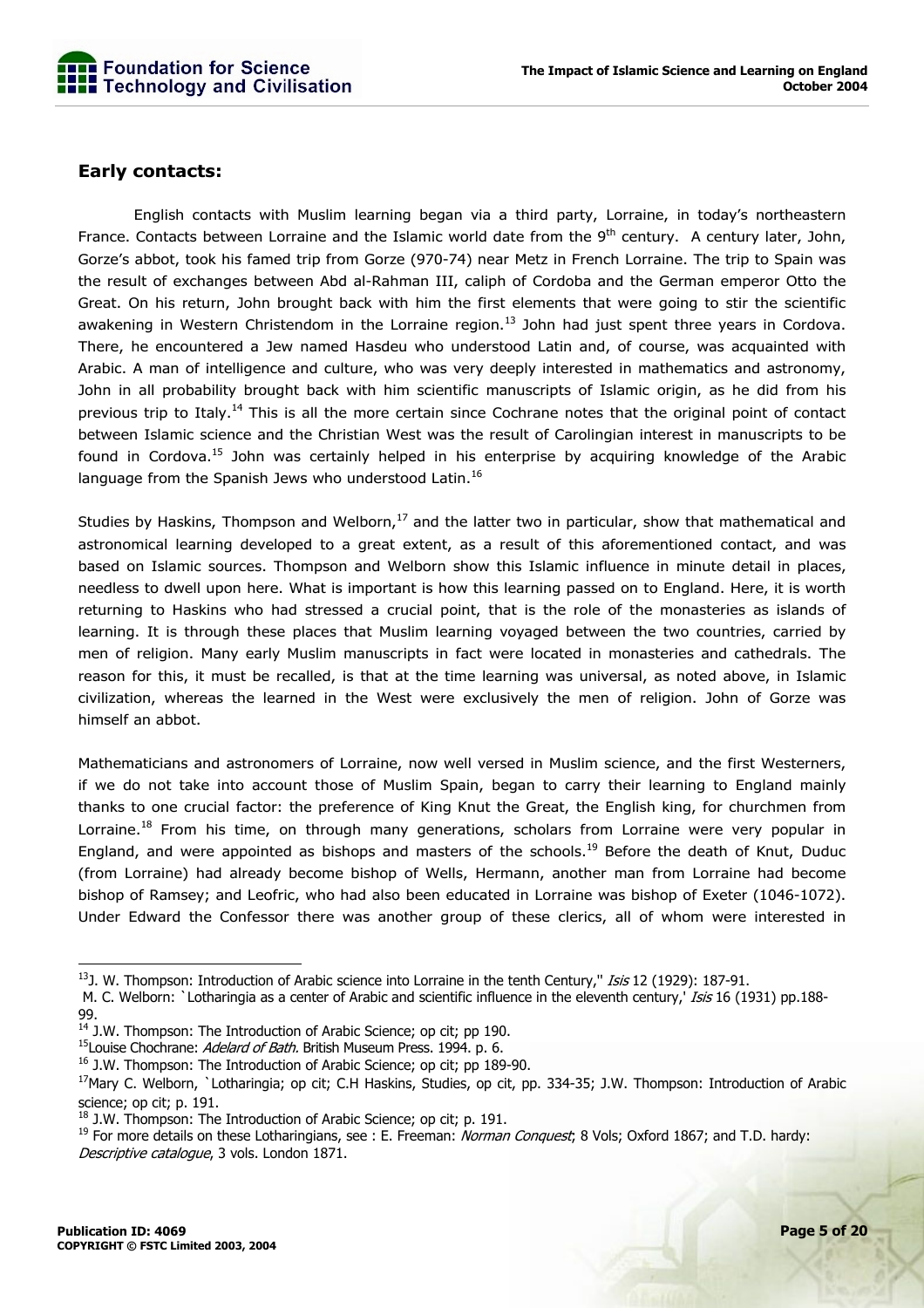## Early contacts:

English contacts with Muslim learning began via a third party, Lorraine, in today's northeastern France. Contacts between Lorraine and the Islamic world date from the 9th century. A century later, John, Gorze's abbot, took his famed trip from Gorze (970-74) near Metz in French Lorraine. The trip to Spain was the result of exchanges between Abd al-Rahman III, caliph of Cordoba and the German emperor Otto the Great. On his return, John brought back with him the first elements that were going to stir the scientific awakening in Western Christendom in the Lorraine region.[13] John had just spent three years in Cordova. There, he encountered a Jew named Hasdeu who understood Latin and, of course, was acquainted with Arabic. A man of intelligence and culture, who was very deeply interested in mathematics and astronomy, John in all probability brought back with him scientific manuscripts of Islamic origin, as he did from his previous trip to Italy.[14] This is all the more certain since Cochrane notes that the original point of contact between Islamic science and the Christian West was the result of Carolingian interest in manuscripts to be found in Cordova.[15] John was certainly helped in his enterprise by acquiring knowledge of the Arabic language from the Spanish Jews who understood Latin.[16]

Studies by Haskins, Thompson and Welborn,[17] and the latter two in particular, show that mathematical and astronomical learning developed to a great extent, as a result of this aforementioned contact, and was based on Islamic sources. Thompson and Welborn show this Islamic influence in minute detail in places, needless to dwell upon here. What is important is how this learning passed on to England. Here, it is worth returning to Haskins who had stressed a crucial point, that is the role of the monasteries as islands of learning. It is through these places that Muslim learning voyaged between the two countries, carried by men of religion. Many early Muslim manuscripts in fact were located in monasteries and cathedrals. The reason for this, it must be recalled, is that at the time learning was universal, as noted above, in Islamic civilization, whereas the learned in the West were exclusively the men of religion. John of Gorze was himself an abbot.

Mathematicians and astronomers of Lorraine, now well versed in Muslim science, and the first Westerners, if we do not take into account those of Muslim Spain, began to carry their learning to England mainly thanks to one crucial factor: the preference of King Knut the Great, the English king, for churchmen from Lorraine.[18] From his time, on through many generations, scholars from Lorraine were very popular in England, and were appointed as bishops and masters of the schools.[19] Before the death of Knut, Duduc (from Lorraine) had already become bishop of Wells, Hermann, another man from Lorraine had become bishop of Ramsey; and Leofric, who had also been educated in Lorraine was bishop of Exeter (1046-1072). Under Edward the Confessor there was another group of these clerics, all of whom were interested in

---

[13] J. W. Thompson: Introduction of Arabic science into Lorraine in the tenth Century," *Isis* 12 (1929): 187-91.
M. C. Welborn: `Lotharingia as a center of Arabic and scientific influence in the eleventh century,' *Isis* 16 (1931) pp.188-99.

[14] J.W. Thompson: The Introduction of Arabic Science; op cit; pp 190.

[15] Louise Chochrane: *Adelard of Bath*. British Museum Press. 1994. p. 6.

[16] J.W. Thompson: The Introduction of Arabic Science; op cit; pp 189-90.

[17] Mary C. Welborn, `Lotharingia; op cit; C.H Haskins, Studies, op cit, pp. 334-35; J.W. Thompson: Introduction of Arabic science; op cit; p. 191.

[18] J.W. Thompson: The Introduction of Arabic Science; op cit; p. 191.

[19] For more details on these Lotharingians, see : E. Freeman: *Norman Conquest*; 8 Vols; Oxford 1867; and T.D. hardy: *Descriptive catalogue*, 3 vols. London 1871.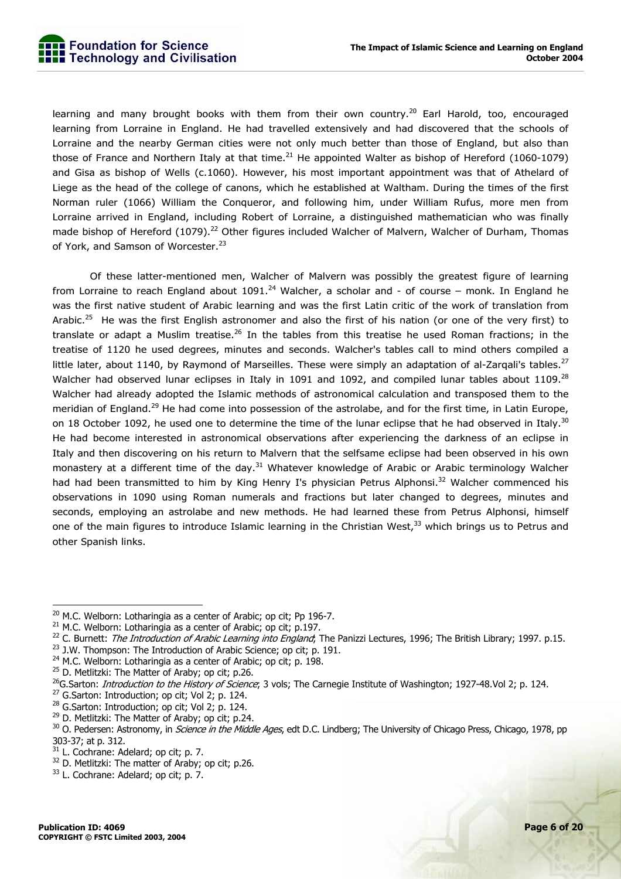learning and many brought books with them from their own country.[20] Earl Harold, too, encouraged learning from Lorraine in England. He had travelled extensively and had discovered that the schools of Lorraine and the nearby German cities were not only much better than those of England, but also than those of France and Northern Italy at that time.[21] He appointed Walter as bishop of Hereford (1060-1079) and Gisa as bishop of Wells (c.1060). However, his most important appointment was that of Athelard of Liege as the head of the college of canons, which he established at Waltham. During the times of the first Norman ruler (1066) William the Conqueror, and following him, under William Rufus, more men from Lorraine arrived in England, including Robert of Lorraine, a distinguished mathematician who was finally made bishop of Hereford (1079).[22] Other figures included Walcher of Malvern, Walcher of Durham, Thomas of York, and Samson of Worcester.[23]

Of these latter-mentioned men, Walcher of Malvern was possibly the greatest figure of learning from Lorraine to reach England about 1091.[24] Walcher, a scholar and - of course – monk. In England he was the first native student of Arabic learning and was the first Latin critic of the work of translation from Arabic.[25] He was the first English astronomer and also the first of his nation (or one of the very first) to translate or adapt a Muslim treatise.[26] In the tables from this treatise he used Roman fractions; in the treatise of 1120 he used degrees, minutes and seconds. Walcher's tables call to mind others compiled a little later, about 1140, by Raymond of Marseilles. These were simply an adaptation of al-Zarqali's tables.[27] Walcher had observed lunar eclipses in Italy in 1091 and 1092, and compiled lunar tables about 1109.[28] Walcher had already adopted the Islamic methods of astronomical calculation and transposed them to the meridian of England.[29] He had come into possession of the astrolabe, and for the first time, in Latin Europe, on 18 October 1092, he used one to determine the time of the lunar eclipse that he had observed in Italy.[30] He had become interested in astronomical observations after experiencing the darkness of an eclipse in Italy and then discovering on his return to Malvern that the selfsame eclipse had been observed in his own monastery at a different time of the day.[31] Whatever knowledge of Arabic or Arabic terminology Walcher had had been transmitted to him by King Henry I's physician Petrus Alphonsi.[32] Walcher commenced his observations in 1090 using Roman numerals and fractions but later changed to degrees, minutes and seconds, employing an astrolabe and new methods. He had learned these from Petrus Alphonsi, himself one of the main figures to introduce Islamic learning in the Christian West,[33] which brings us to Petrus and other Spanish links.

---

[20] M.C. Welborn: Lotharingia as a center of Arabic; op cit; Pp 196-7.

[21] M.C. Welborn: Lotharingia as a center of Arabic; op cit; p.197.

[22] C. Burnett: *The Introduction of Arabic Learning into England*; The Panizzi Lectures, 1996; The British Library; 1997. p.15.

[23] J.W. Thompson: The Introduction of Arabic Science; op cit; p. 191.

[24] M.C. Welborn: Lotharingia as a center of Arabic; op cit; p. 198.

[25] D. Metlitzki: The Matter of Araby; op cit; p.26.

[26] G.Sarton: *Introduction to the History of Science*; 3 vols; The Carnegie Institute of Washington; 1927-48.Vol 2; p. 124.

[27] G.Sarton: Introduction; op cit; Vol 2; p. 124.

[28] G.Sarton: Introduction; op cit; Vol 2; p. 124.

[29] D. Metlitzki: The Matter of Araby; op cit; p.24.

[30] O. Pedersen: Astronomy, in *Science in the Middle Ages*, edt D.C. Lindberg; The University of Chicago Press, Chicago, 1978, pp 303-37; at p. 312.

[31] L. Cochrane: Adelard; op cit; p. 7.

[32] D. Metlitzki: The matter of Araby; op cit; p.26.

[33] L. Cochrane: Adelard; op cit; p. 7.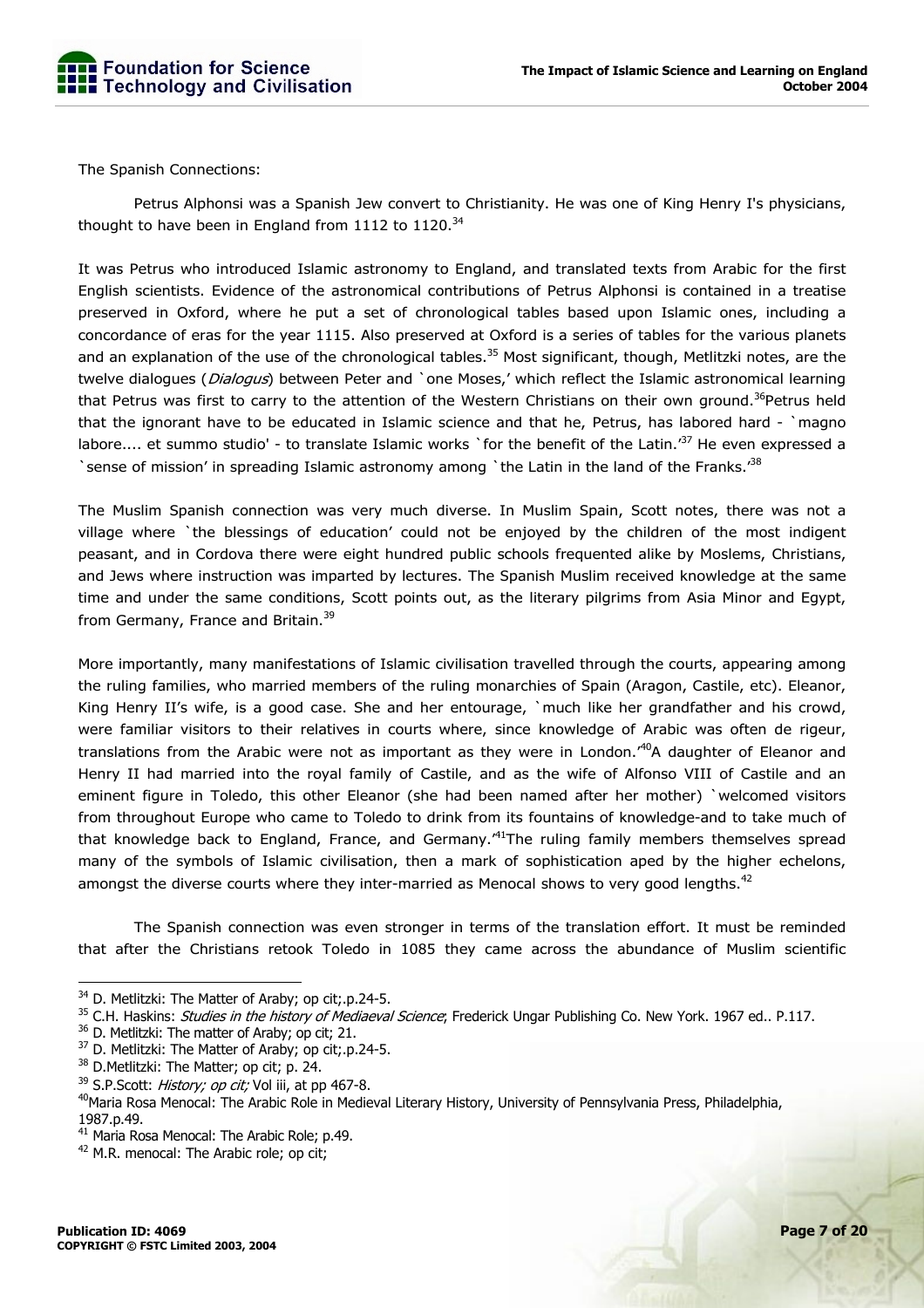The Spanish Connections:

Petrus Alphonsi was a Spanish Jew convert to Christianity. He was one of King Henry I's physicians, thought to have been in England from 1112 to 1120.[34]

It was Petrus who introduced Islamic astronomy to England, and translated texts from Arabic for the first English scientists. Evidence of the astronomical contributions of Petrus Alphonsi is contained in a treatise preserved in Oxford, where he put a set of chronological tables based upon Islamic ones, including a concordance of eras for the year 1115. Also preserved at Oxford is a series of tables for the various planets and an explanation of the use of the chronological tables.[35] Most significant, though, Metlitzki notes, are the twelve dialogues (*Dialogus*) between Peter and `one Moses,' which reflect the Islamic astronomical learning that Petrus was first to carry to the attention of the Western Christians on their own ground.[36]Petrus held that the ignorant have to be educated in Islamic science and that he, Petrus, has labored hard - `magno labore.... et summo studio' - to translate Islamic works `for the benefit of the Latin.'[37] He even expressed a `sense of mission' in spreading Islamic astronomy among `the Latin in the land of the Franks.'[38]

The Muslim Spanish connection was very much diverse. In Muslim Spain, Scott notes, there was not a village where `the blessings of education' could not be enjoyed by the children of the most indigent peasant, and in Cordova there were eight hundred public schools frequented alike by Moslems, Christians, and Jews where instruction was imparted by lectures. The Spanish Muslim received knowledge at the same time and under the same conditions, Scott points out, as the literary pilgrims from Asia Minor and Egypt, from Germany, France and Britain.[39]

More importantly, many manifestations of Islamic civilisation travelled through the courts, appearing among the ruling families, who married members of the ruling monarchies of Spain (Aragon, Castile, etc). Eleanor, King Henry II's wife, is a good case. She and her entourage, `much like her grandfather and his crowd, were familiar visitors to their relatives in courts where, since knowledge of Arabic was often de rigeur, translations from the Arabic were not as important as they were in London.'[40]A daughter of Eleanor and Henry II had married into the royal family of Castile, and as the wife of Alfonso VIII of Castile and an eminent figure in Toledo, this other Eleanor (she had been named after her mother) `welcomed visitors from throughout Europe who came to Toledo to drink from its fountains of knowledge-and to take much of that knowledge back to England, France, and Germany.'[41]The ruling family members themselves spread many of the symbols of Islamic civilisation, then a mark of sophistication aped by the higher echelons, amongst the diverse courts where they inter-married as Menocal shows to very good lengths.[42]

The Spanish connection was even stronger in terms of the translation effort. It must be reminded that after the Christians retook Toledo in 1085 they came across the abundance of Muslim scientific

---

[34] D. Metlitzki: The Matter of Araby; op cit;.p.24-5.

[35] C.H. Haskins: *Studies in the history of Mediaeval Science*; Frederick Ungar Publishing Co. New York. 1967 ed.. P.117.

[36] D. Metlitzki: The matter of Araby; op cit; 21.

[37] D. Metlitzki: The Matter of Araby; op cit;.p.24-5.

[38] D.Metlitzki: The Matter; op cit; p. 24.

[39] S.P.Scott: *History; op cit;* Vol iii, at pp 467-8.

[40] Maria Rosa Menocal: The Arabic Role in Medieval Literary History, University of Pennsylvania Press, Philadelphia, 1987.p.49.

[41] Maria Rosa Menocal: The Arabic Role; p.49.

[42] M.R. menocal: The Arabic role; op cit;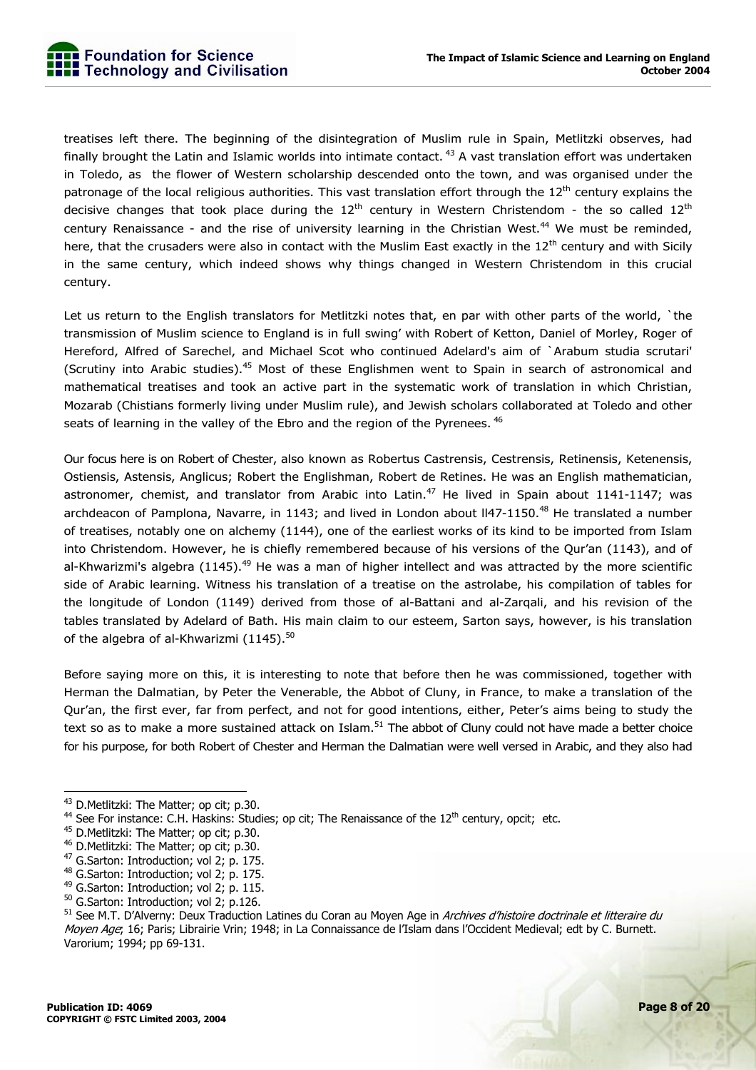treatises left there. The beginning of the disintegration of Muslim rule in Spain, Metlitzki observes, had finally brought the Latin and Islamic worlds into intimate contact. [43] A vast translation effort was undertaken in Toledo, as the flower of Western scholarship descended onto the town, and was organised under the patronage of the local religious authorities. This vast translation effort through the 12th century explains the decisive changes that took place during the 12th century in Western Christendom - the so called 12th century Renaissance - and the rise of university learning in the Christian West.[44] We must be reminded, here, that the crusaders were also in contact with the Muslim East exactly in the 12th century and with Sicily in the same century, which indeed shows why things changed in Western Christendom in this crucial century.

Let us return to the English translators for Metlitzki notes that, en par with other parts of the world, `the transmission of Muslim science to England is in full swing' with Robert of Ketton, Daniel of Morley, Roger of Hereford, Alfred of Sarechel, and Michael Scot who continued Adelard's aim of `Arabum studia scrutari' (Scrutiny into Arabic studies).[45] Most of these Englishmen went to Spain in search of astronomical and mathematical treatises and took an active part in the systematic work of translation in which Christian, Mozarab (Chistians formerly living under Muslim rule), and Jewish scholars collaborated at Toledo and other seats of learning in the valley of the Ebro and the region of the Pyrenees. [46]

Our focus here is on Robert of Chester, also known as Robertus Castrensis, Cestrensis, Retinensis, Ketenensis, Ostiensis, Astensis, Anglicus; Robert the Englishman, Robert de Retines. He was an English mathematician, astronomer, chemist, and translator from Arabic into Latin.[47] He lived in Spain about 1141-1147; was archdeacon of Pamplona, Navarre, in 1143; and lived in London about ll47-1150.[48] He translated a number of treatises, notably one on alchemy (1144), one of the earliest works of its kind to be imported from Islam into Christendom. However, he is chiefly remembered because of his versions of the Qur'an (1143), and of al-Khwarizmi's algebra (1145).[49] He was a man of higher intellect and was attracted by the more scientific side of Arabic learning. Witness his translation of a treatise on the astrolabe, his compilation of tables for the longitude of London (1149) derived from those of al-Battani and al-Zarqali, and his revision of the tables translated by Adelard of Bath. His main claim to our esteem, Sarton says, however, is his translation of the algebra of al-Khwarizmi (1145).[50]

Before saying more on this, it is interesting to note that before then he was commissioned, together with Herman the Dalmatian, by Peter the Venerable, the Abbot of Cluny, in France, to make a translation of the Qur'an, the first ever, far from perfect, and not for good intentions, either, Peter's aims being to study the text so as to make a more sustained attack on Islam.[51] The abbot of Cluny could not have made a better choice for his purpose, for both Robert of Chester and Herman the Dalmatian were well versed in Arabic, and they also had

---

[43] D.Metlitzki: The Matter; op cit; p.30.

[44] See For instance: C.H. Haskins: Studies; op cit; The Renaissance of the 12th century, opcit; etc.

[45] D.Metlitzki: The Matter; op cit; p.30.

[46] D.Metlitzki: The Matter; op cit; p.30.

[47] G.Sarton: Introduction; vol 2; p. 175.

[48] G.Sarton: Introduction; vol 2; p. 175.

[49] G.Sarton: Introduction; vol 2; p. 115.

[50] G.Sarton: Introduction; vol 2; p.126.

[51] See M.T. D'Alverny: Deux Traduction Latines du Coran au Moyen Age in *Archives d'histoire doctrinale et litteraire du Moyen Age*; 16; Paris; Librairie Vrin; 1948; in La Connaissance de l'Islam dans l'Occident Medieval; edt by C. Burnett. Varorium; 1994; pp 69-131.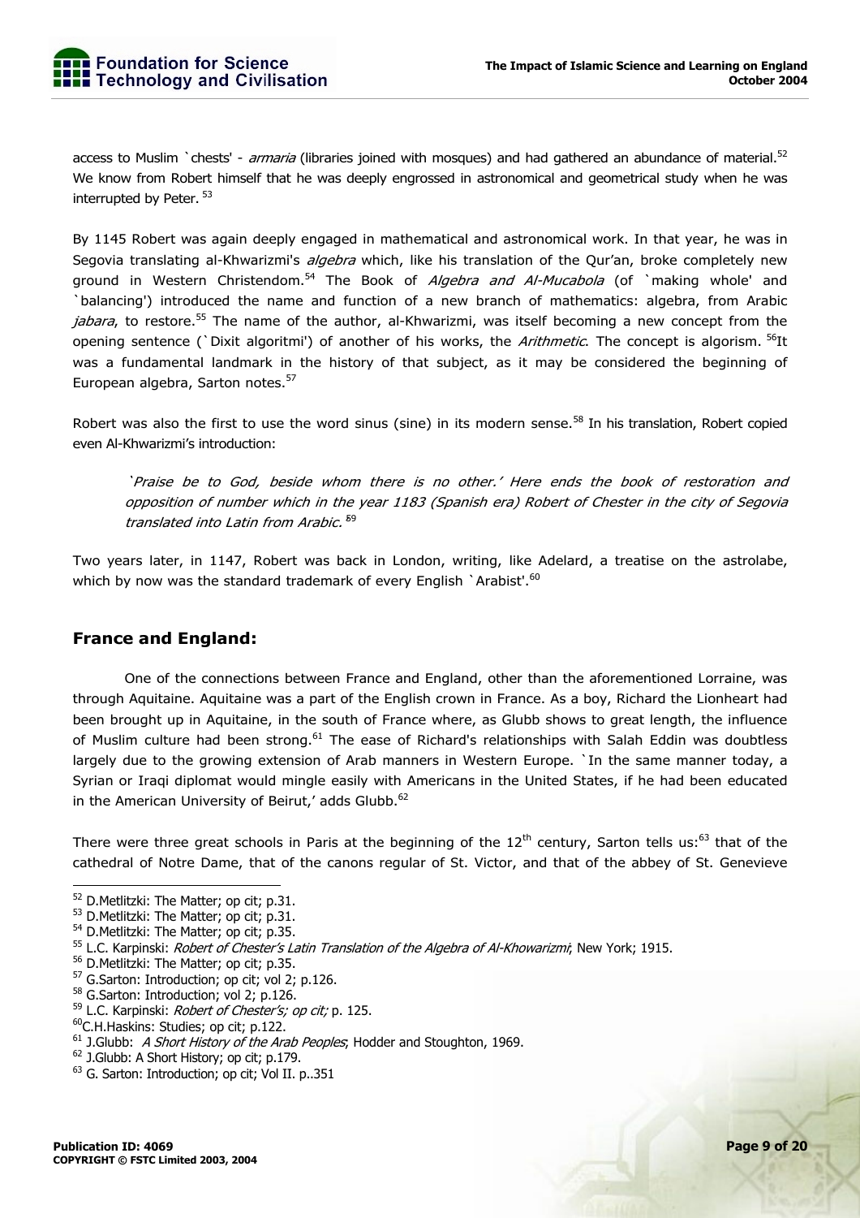access to Muslim `chests' - *armaria* (libraries joined with mosques) and had gathered an abundance of material.[52] We know from Robert himself that he was deeply engrossed in astronomical and geometrical study when he was interrupted by Peter. [53]

By 1145 Robert was again deeply engaged in mathematical and astronomical work. In that year, he was in Segovia translating al-Khwarizmi's *algebra* which, like his translation of the Qur'an, broke completely new ground in Western Christendom.[54] The Book of *Algebra and Al-Mucabola* (of `making whole' and `balancing') introduced the name and function of a new branch of mathematics: algebra, from Arabic *jabara*, to restore.[55] The name of the author, al-Khwarizmi, was itself becoming a new concept from the opening sentence (`Dixit algoritmi') of another of his works, the *Arithmetic*. The concept is algorism. [56]It was a fundamental landmark in the history of that subject, as it may be considered the beginning of European algebra, Sarton notes.[57]

Robert was also the first to use the word sinus (sine) in its modern sense.[58] In his translation, Robert copied even Al-Khwarizmi's introduction:

> *`Praise be to God, beside whom there is no other.' Here ends the book of restoration and opposition of number which in the year 1183 (Spanish era) Robert of Chester in the city of Segovia translated into Latin from Arabic.'*[59]

Two years later, in 1147, Robert was back in London, writing, like Adelard, a treatise on the astrolabe, which by now was the standard trademark of every English `Arabist'.[60]

## France and England:

One of the connections between France and England, other than the aforementioned Lorraine, was through Aquitaine. Aquitaine was a part of the English crown in France. As a boy, Richard the Lionheart had been brought up in Aquitaine, in the south of France where, as Glubb shows to great length, the influence of Muslim culture had been strong.[61] The ease of Richard's relationships with Salah Eddin was doubtless largely due to the growing extension of Arab manners in Western Europe. `In the same manner today, a Syrian or Iraqi diplomat would mingle easily with Americans in the United States, if he had been educated in the American University of Beirut,' adds Glubb.[62]

There were three great schools in Paris at the beginning of the 12th century, Sarton tells us:[63] that of the cathedral of Notre Dame, that of the canons regular of St. Victor, and that of the abbey of St. Genevieve

---

[52] D.Metlitzki: The Matter; op cit; p.31.
[53] D.Metlitzki: The Matter; op cit; p.31.
[54] D.Metlitzki: The Matter; op cit; p.35.
[55] L.C. Karpinski: *Robert of Chester's Latin Translation of the Algebra of Al-Khowarizmi*; New York; 1915.
[56] D.Metlitzki: The Matter; op cit; p.35.
[57] G.Sarton: Introduction; op cit; vol 2; p.126.
[58] G.Sarton: Introduction; vol 2; p.126.
[59] L.C. Karpinski: *Robert of Chester's; op cit;* p. 125.
[60] C.H.Haskins: Studies; op cit; p.122.
[61] J.Glubb: *A Short History of the Arab Peoples*; Hodder and Stoughton, 1969.
[62] J.Glubb: A Short History; op cit; p.179.
[63] G. Sarton: Introduction; op cit; Vol II. p..351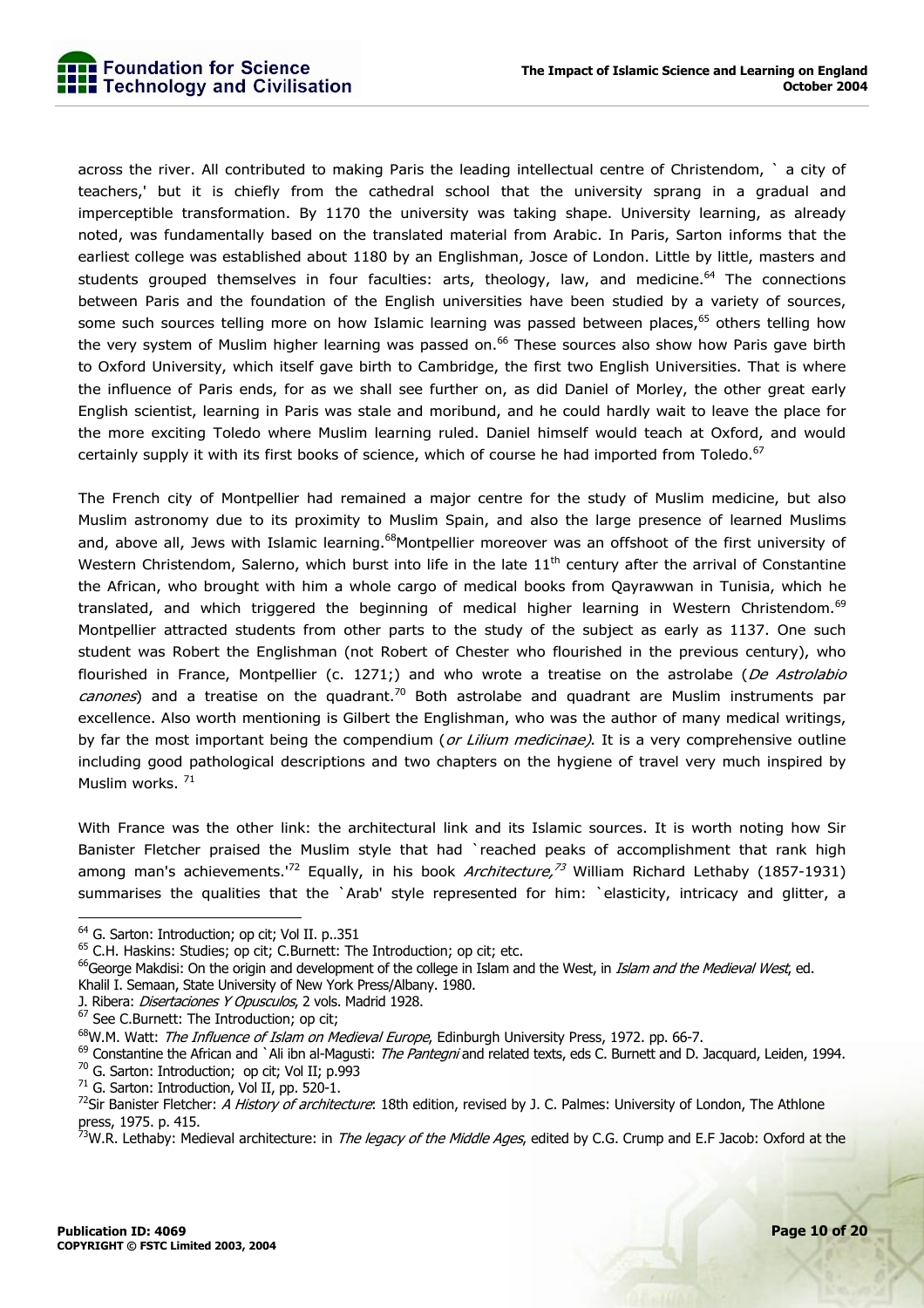across the river. All contributed to making Paris the leading intellectual centre of Christendom, ` a city of teachers,' but it is chiefly from the cathedral school that the university sprang in a gradual and imperceptible transformation. By 1170 the university was taking shape. University learning, as already noted, was fundamentally based on the translated material from Arabic. In Paris, Sarton informs that the earliest college was established about 1180 by an Englishman, Josce of London. Little by little, masters and students grouped themselves in four faculties: arts, theology, law, and medicine.[64] The connections between Paris and the foundation of the English universities have been studied by a variety of sources, some such sources telling more on how Islamic learning was passed between places,[65] others telling how the very system of Muslim higher learning was passed on.[66] These sources also show how Paris gave birth to Oxford University, which itself gave birth to Cambridge, the first two English Universities. That is where the influence of Paris ends, for as we shall see further on, as did Daniel of Morley, the other great early English scientist, learning in Paris was stale and moribund, and he could hardly wait to leave the place for the more exciting Toledo where Muslim learning ruled. Daniel himself would teach at Oxford, and would certainly supply it with its first books of science, which of course he had imported from Toledo.[67]

The French city of Montpellier had remained a major centre for the study of Muslim medicine, but also Muslim astronomy due to its proximity to Muslim Spain, and also the large presence of learned Muslims and, above all, Jews with Islamic learning.[68]Montpellier moreover was an offshoot of the first university of Western Christendom, Salerno, which burst into life in the late 11th century after the arrival of Constantine the African, who brought with him a whole cargo of medical books from Qayrawwan in Tunisia, which he translated, and which triggered the beginning of medical higher learning in Western Christendom.[69] Montpellier attracted students from other parts to the study of the subject as early as 1137. One such student was Robert the Englishman (not Robert of Chester who flourished in the previous century), who flourished in France, Montpellier (c. 1271;) and who wrote a treatise on the astrolabe (*De Astrolabio canones*) and a treatise on the quadrant.[70] Both astrolabe and quadrant are Muslim instruments par excellence. Also worth mentioning is Gilbert the Englishman, who was the author of many medical writings, by far the most important being the compendium (*or Lilium medicinae)*. It is a very comprehensive outline including good pathological descriptions and two chapters on the hygiene of travel very much inspired by Muslim works. [71]

With France was the other link: the architectural link and its Islamic sources. It is worth noting how Sir Banister Fletcher praised the Muslim style that had `reached peaks of accomplishment that rank high among man's achievements.'[72] Equally, in his book *Architecture,*[73] William Richard Lethaby (1857-1931) summarises the qualities that the `Arab' style represented for him: `elasticity, intricacy and glitter, a

---

[64] G. Sarton: Introduction; op cit; Vol II. p..351

[65] C.H. Haskins: Studies; op cit; C.Burnett: The Introduction; op cit; etc.

[66]George Makdisi: On the origin and development of the college in Islam and the West, in *Islam and the Medieval West*, ed. Khalil I. Semaan, State University of New York Press/Albany. 1980.
J. Ribera: *Disertaciones Y Opusculos*, 2 vols. Madrid 1928.

[67] See C.Burnett: The Introduction; op cit;

[68]W.M. Watt: *The Influence of Islam on Medieval Europe*, Edinburgh University Press, 1972. pp. 66-7.

[69] Constantine the African and `Ali ibn al-Magusti: *The Pantegni* and related texts, eds C. Burnett and D. Jacquard, Leiden, 1994.

[70] G. Sarton: Introduction; op cit; Vol II; p.993

[71] G. Sarton: Introduction, Vol II, pp. 520-1.

[72]Sir Banister Fletcher: *A History of architecture*: 18th edition, revised by J. C. Palmes: University of London, The Athlone press, 1975. p. 415.

[73]W.R. Lethaby: Medieval architecture: in *The legacy of the Middle Ages*, edited by C.G. Crump and E.F Jacob: Oxford at the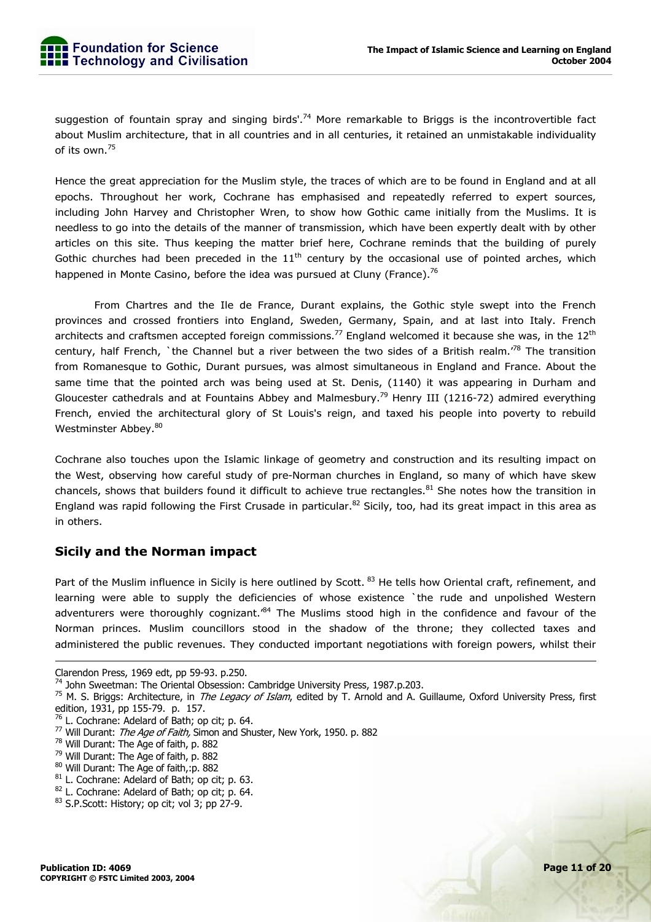suggestion of fountain spray and singing birds'.[74] More remarkable to Briggs is the incontrovertible fact about Muslim architecture, that in all countries and in all centuries, it retained an unmistakable individuality of its own.[75]

Hence the great appreciation for the Muslim style, the traces of which are to be found in England and at all epochs. Throughout her work, Cochrane has emphasised and repeatedly referred to expert sources, including John Harvey and Christopher Wren, to show how Gothic came initially from the Muslims. It is needless to go into the details of the manner of transmission, which have been expertly dealt with by other articles on this site. Thus keeping the matter brief here, Cochrane reminds that the building of purely Gothic churches had been preceded in the 11th century by the occasional use of pointed arches, which happened in Monte Casino, before the idea was pursued at Cluny (France).[76]

From Chartres and the Ile de France, Durant explains, the Gothic style swept into the French provinces and crossed frontiers into England, Sweden, Germany, Spain, and at last into Italy. French architects and craftsmen accepted foreign commissions.[77] England welcomed it because she was, in the 12th century, half French, `the Channel but a river between the two sides of a British realm.'[78] The transition from Romanesque to Gothic, Durant pursues, was almost simultaneous in England and France. About the same time that the pointed arch was being used at St. Denis, (1140) it was appearing in Durham and Gloucester cathedrals and at Fountains Abbey and Malmesbury.[79] Henry III (1216-72) admired everything French, envied the architectural glory of St Louis's reign, and taxed his people into poverty to rebuild Westminster Abbey.[80]

Cochrane also touches upon the Islamic linkage of geometry and construction and its resulting impact on the West, observing how careful study of pre-Norman churches in England, so many of which have skew chancels, shows that builders found it difficult to achieve true rectangles.[81] She notes how the transition in England was rapid following the First Crusade in particular.[82] Sicily, too, had its great impact in this area as in others.

## Sicily and the Norman impact

Part of the Muslim influence in Sicily is here outlined by Scott.[83] He tells how Oriental craft, refinement, and learning were able to supply the deficiencies of whose existence `the rude and unpolished Western adventurers were thoroughly cognizant.'[84] The Muslims stood high in the confidence and favour of the Norman princes. Muslim councillors stood in the shadow of the throne; they collected taxes and administered the public revenues. They conducted important negotiations with foreign powers, whilst their

---

Clarendon Press, 1969 edt, pp 59-93. p.250.

[74] John Sweetman: The Oriental Obsession: Cambridge University Press, 1987.p.203.

[75] M. S. Briggs: Architecture, in *The Legacy of Islam*, edited by T. Arnold and A. Guillaume, Oxford University Press, first edition, 1931, pp 155-79. p. 157.

[76] L. Cochrane: Adelard of Bath; op cit; p. 64.

[77] Will Durant: *The Age of Faith,* Simon and Shuster, New York, 1950. p. 882

[78] Will Durant: The Age of faith, p. 882

[79] Will Durant: The Age of faith, p. 882

[80] Will Durant: The Age of faith,:p. 882

[81] L. Cochrane: Adelard of Bath; op cit; p. 63.

[82] L. Cochrane: Adelard of Bath; op cit; p. 64.

[83] S.P.Scott: History; op cit; vol 3; pp 27-9.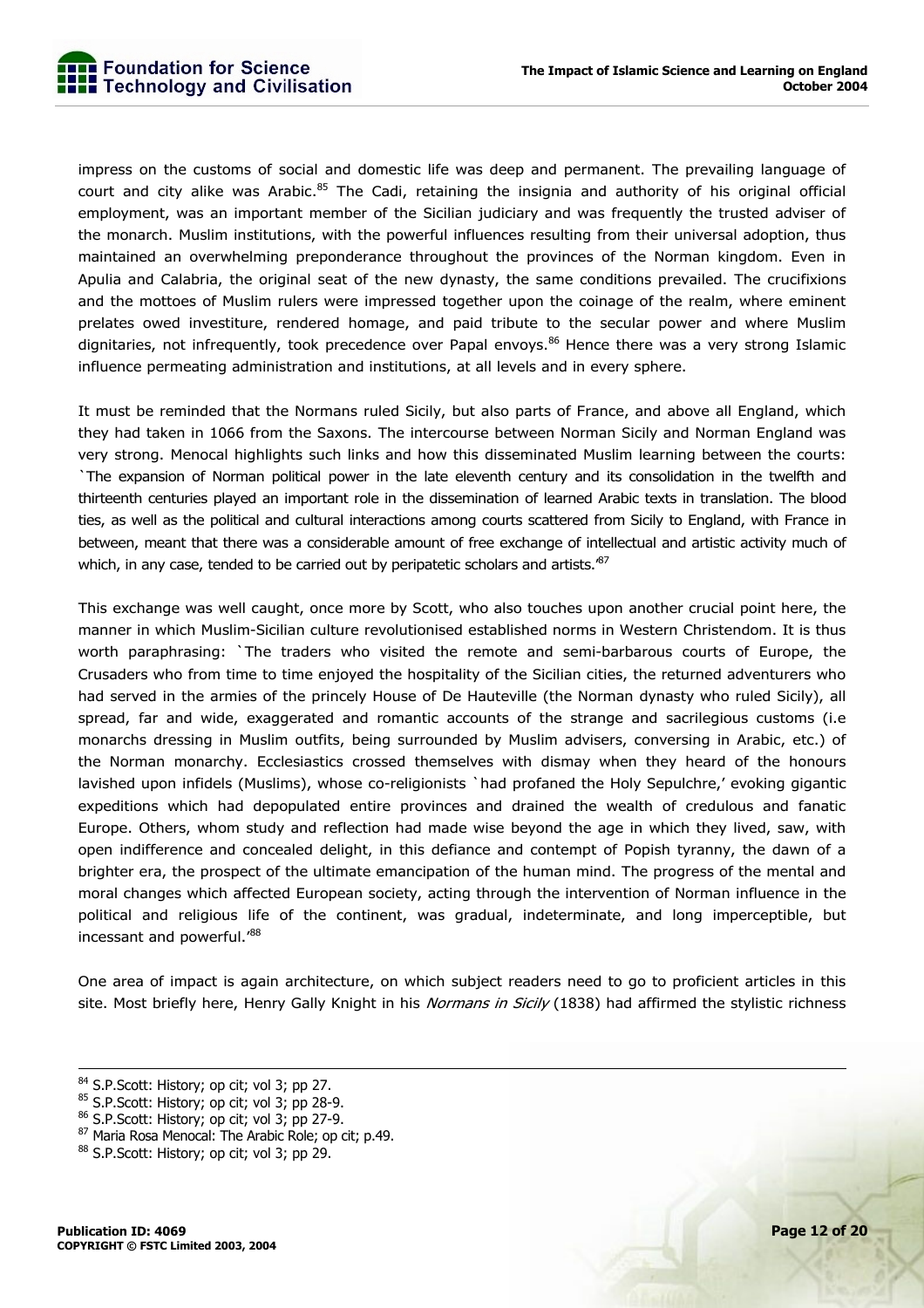impress on the customs of social and domestic life was deep and permanent. The prevailing language of court and city alike was Arabic.[85] The Cadi, retaining the insignia and authority of his original official employment, was an important member of the Sicilian judiciary and was frequently the trusted adviser of the monarch. Muslim institutions, with the powerful influences resulting from their universal adoption, thus maintained an overwhelming preponderance throughout the provinces of the Norman kingdom. Even in Apulia and Calabria, the original seat of the new dynasty, the same conditions prevailed. The crucifixions and the mottoes of Muslim rulers were impressed together upon the coinage of the realm, where eminent prelates owed investiture, rendered homage, and paid tribute to the secular power and where Muslim dignitaries, not infrequently, took precedence over Papal envoys.[86] Hence there was a very strong Islamic influence permeating administration and institutions, at all levels and in every sphere.

It must be reminded that the Normans ruled Sicily, but also parts of France, and above all England, which they had taken in 1066 from the Saxons. The intercourse between Norman Sicily and Norman England was very strong. Menocal highlights such links and how this disseminated Muslim learning between the courts: `The expansion of Norman political power in the late eleventh century and its consolidation in the twelfth and thirteenth centuries played an important role in the dissemination of learned Arabic texts in translation. The blood ties, as well as the political and cultural interactions among courts scattered from Sicily to England, with France in between, meant that there was a considerable amount of free exchange of intellectual and artistic activity much of which, in any case, tended to be carried out by peripatetic scholars and artists.'[87]

This exchange was well caught, once more by Scott, who also touches upon another crucial point here, the manner in which Muslim-Sicilian culture revolutionised established norms in Western Christendom. It is thus worth paraphrasing: `The traders who visited the remote and semi-barbarous courts of Europe, the Crusaders who from time to time enjoyed the hospitality of the Sicilian cities, the returned adventurers who had served in the armies of the princely House of De Hauteville (the Norman dynasty who ruled Sicily), all spread, far and wide, exaggerated and romantic accounts of the strange and sacrilegious customs (i.e monarchs dressing in Muslim outfits, being surrounded by Muslim advisers, conversing in Arabic, etc.) of the Norman monarchy. Ecclesiastics crossed themselves with dismay when they heard of the honours lavished upon infidels (Muslims), whose co-religionists `had profaned the Holy Sepulchre,' evoking gigantic expeditions which had depopulated entire provinces and drained the wealth of credulous and fanatic Europe. Others, whom study and reflection had made wise beyond the age in which they lived, saw, with open indifference and concealed delight, in this defiance and contempt of Popish tyranny, the dawn of a brighter era, the prospect of the ultimate emancipation of the human mind. The progress of the mental and moral changes which affected European society, acting through the intervention of Norman influence in the political and religious life of the continent, was gradual, indeterminate, and long imperceptible, but incessant and powerful.'[88]

One area of impact is again architecture, on which subject readers need to go to proficient articles in this site. Most briefly here, Henry Gally Knight in his *Normans in Sicily* (1838) had affirmed the stylistic richness

---

[84] S.P.Scott: History; op cit; vol 3; pp 27.

[85] S.P.Scott: History; op cit; vol 3; pp 28-9.

[86] S.P.Scott: History; op cit; vol 3; pp 27-9.

[87] Maria Rosa Menocal: The Arabic Role; op cit; p.49.

[88] S.P.Scott: History; op cit; vol 3; pp 29.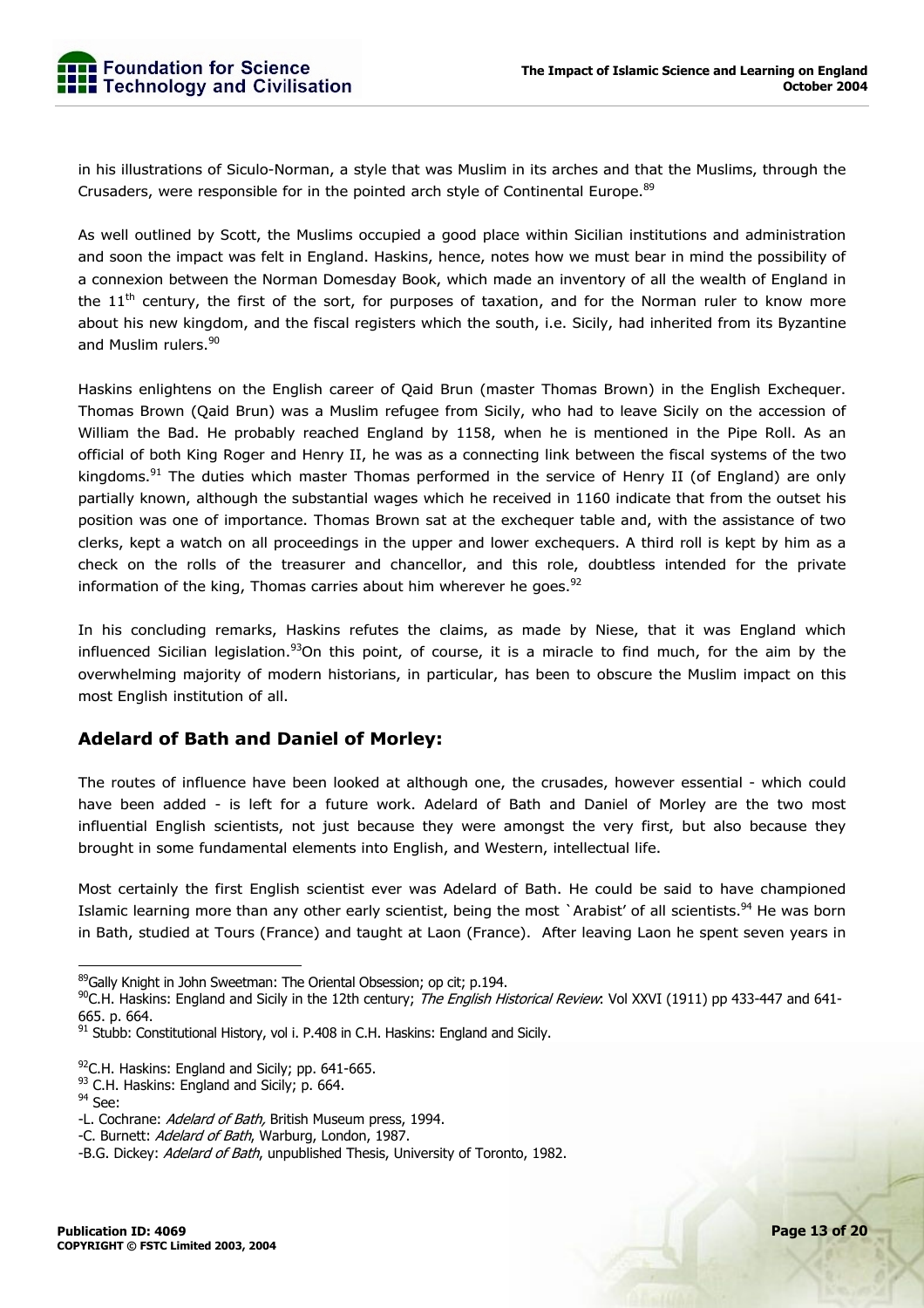in his illustrations of Siculo-Norman, a style that was Muslim in its arches and that the Muslims, through the Crusaders, were responsible for in the pointed arch style of Continental Europe.[89]

As well outlined by Scott, the Muslims occupied a good place within Sicilian institutions and administration and soon the impact was felt in England. Haskins, hence, notes how we must bear in mind the possibility of a connexion between the Norman Domesday Book, which made an inventory of all the wealth of England in the 11th century, the first of the sort, for purposes of taxation, and for the Norman ruler to know more about his new kingdom, and the fiscal registers which the south, i.e. Sicily, had inherited from its Byzantine and Muslim rulers.[90]

Haskins enlightens on the English career of Qaid Brun (master Thomas Brown) in the English Exchequer. Thomas Brown (Qaid Brun) was a Muslim refugee from Sicily, who had to leave Sicily on the accession of William the Bad. He probably reached England by 1158, when he is mentioned in the Pipe Roll. As an official of both King Roger and Henry II, he was as a connecting link between the fiscal systems of the two kingdoms.[91] The duties which master Thomas performed in the service of Henry II (of England) are only partially known, although the substantial wages which he received in 1160 indicate that from the outset his position was one of importance. Thomas Brown sat at the exchequer table and, with the assistance of two clerks, kept a watch on all proceedings in the upper and lower exchequers. A third roll is kept by him as a check on the rolls of the treasurer and chancellor, and this role, doubtless intended for the private information of the king, Thomas carries about him wherever he goes.[92]

In his concluding remarks, Haskins refutes the claims, as made by Niese, that it was England which influenced Sicilian legislation.[93]On this point, of course, it is a miracle to find much, for the aim by the overwhelming majority of modern historians, in particular, has been to obscure the Muslim impact on this most English institution of all.

## Adelard of Bath and Daniel of Morley:

The routes of influence have been looked at although one, the crusades, however essential - which could have been added - is left for a future work. Adelard of Bath and Daniel of Morley are the two most influential English scientists, not just because they were amongst the very first, but also because they brought in some fundamental elements into English, and Western, intellectual life.

Most certainly the first English scientist ever was Adelard of Bath. He could be said to have championed Islamic learning more than any other early scientist, being the most `Arabist' of all scientists.[94] He was born in Bath, studied at Tours (France) and taught at Laon (France). After leaving Laon he spent seven years in

---

[89]Gally Knight in John Sweetman: The Oriental Obsession; op cit; p.194.

[90]C.H. Haskins: England and Sicily in the 12th century; *The English Historical Review*: Vol XXVI (1911) pp 433-447 and 641-665. p. 664.

[91] Stubb: Constitutional History, vol i. P.408 in C.H. Haskins: England and Sicily.

[92]C.H. Haskins: England and Sicily; pp. 641-665.

[93] C.H. Haskins: England and Sicily; p. 664.

[94] See:

-L. Cochrane: *Adelard of Bath,* British Museum press, 1994.

-C. Burnett: *Adelard of Bath*, Warburg, London, 1987.

-B.G. Dickey: *Adelard of Bath*, unpublished Thesis, University of Toronto, 1982.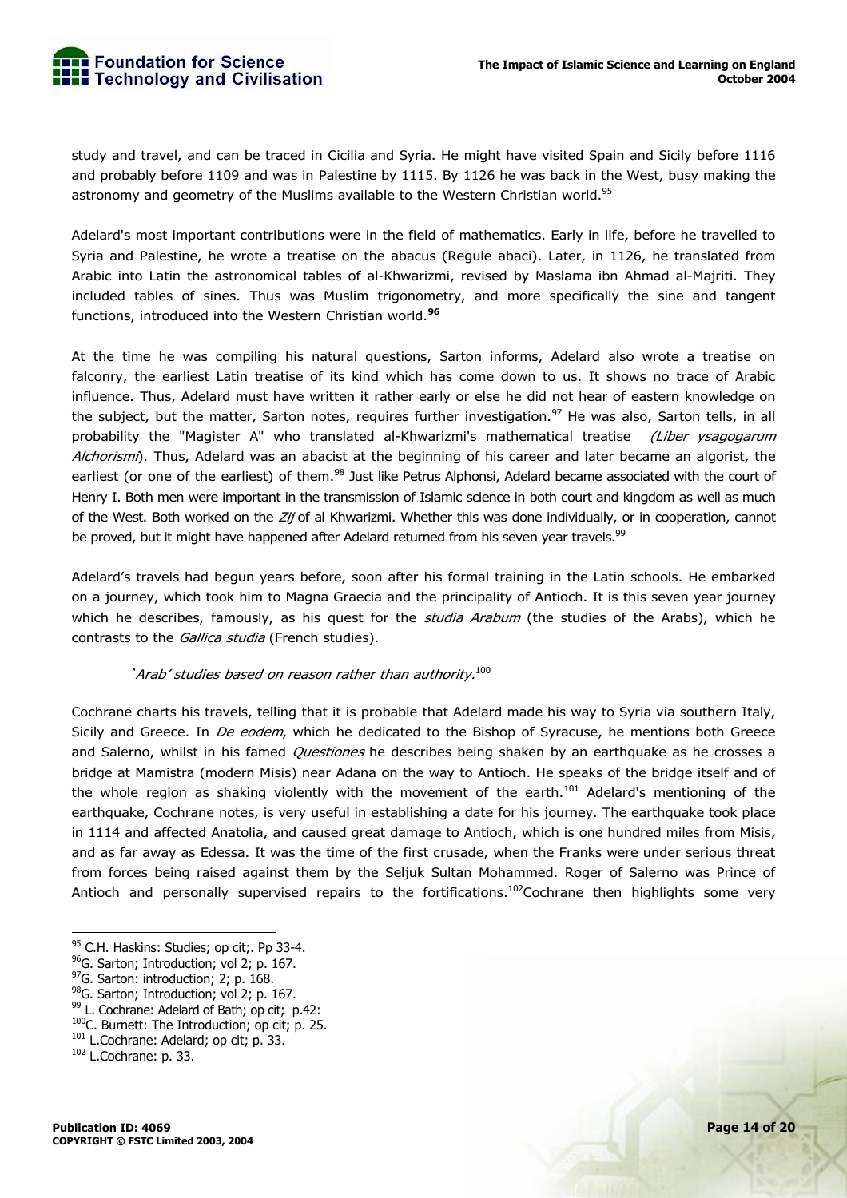study and travel, and can be traced in Cicilia and Syria. He might have visited Spain and Sicily before 1116 and probably before 1109 and was in Palestine by 1115. By 1126 he was back in the West, busy making the astronomy and geometry of the Muslims available to the Western Christian world.[95]

Adelard's most important contributions were in the field of mathematics. Early in life, before he travelled to Syria and Palestine, he wrote a treatise on the abacus (Regule abaci). Later, in 1126, he translated from Arabic into Latin the astronomical tables of al-Khwarizmi, revised by Maslama ibn Ahmad al-Majriti. They included tables of sines. Thus was Muslim trigonometry, and more specifically the sine and tangent functions, introduced into the Western Christian world.**[96]**

At the time he was compiling his natural questions, Sarton informs, Adelard also wrote a treatise on falconry, the earliest Latin treatise of its kind which has come down to us. It shows no trace of Arabic influence. Thus, Adelard must have written it rather early or else he did not hear of eastern knowledge on the subject, but the matter, Sarton notes, requires further investigation.[97] He was also, Sarton tells, in all probability the "Magister A" who translated al-Khwarizmi's mathematical treatise *(Liber ysagogarum Alchorismi*). Thus, Adelard was an abacist at the beginning of his career and later became an algorist, the earliest (or one of the earliest) of them.[98] Just like Petrus Alphonsi, Adelard became associated with the court of Henry I. Both men were important in the transmission of Islamic science in both court and kingdom as well as much of the West. Both worked on the *Zij* of al Khwarizmi. Whether this was done individually, or in cooperation, cannot be proved, but it might have happened after Adelard returned from his seven year travels.[99]

Adelard's travels had begun years before, soon after his formal training in the Latin schools. He embarked on a journey, which took him to Magna Graecia and the principality of Antioch. It is this seven year journey which he describes, famously, as his quest for the *studia Arabum* (the studies of the Arabs), which he contrasts to the *Gallica studia* (French studies).

> *'Arab' studies based on reason rather than authority.*[100]

Cochrane charts his travels, telling that it is probable that Adelard made his way to Syria via southern Italy, Sicily and Greece. In *De eodem*, which he dedicated to the Bishop of Syracuse, he mentions both Greece and Salerno, whilst in his famed *Questiones* he describes being shaken by an earthquake as he crosses a bridge at Mamistra (modern Misis) near Adana on the way to Antioch. He speaks of the bridge itself and of the whole region as shaking violently with the movement of the earth.[101] Adelard's mentioning of the earthquake, Cochrane notes, is very useful in establishing a date for his journey. The earthquake took place in 1114 and affected Anatolia, and caused great damage to Antioch, which is one hundred miles from Misis, and as far away as Edessa. It was the time of the first crusade, when the Franks were under serious threat from forces being raised against them by the Seljuk Sultan Mohammed. Roger of Salerno was Prince of Antioch and personally supervised repairs to the fortifications.[102]Cochrane then highlights some very

---

[95] C.H. Haskins: Studies; op cit;. Pp 33-4.
[96] G. Sarton; Introduction; vol 2; p. 167.
[97] G. Sarton: introduction; 2; p. 168.
[98] G. Sarton; Introduction; vol 2; p. 167.
[99] L. Cochrane: Adelard of Bath; op cit; p.42:
[100] C. Burnett: The Introduction; op cit; p. 25.
[101] L.Cochrane: Adelard; op cit; p. 33.
[102] L.Cochrane: p. 33.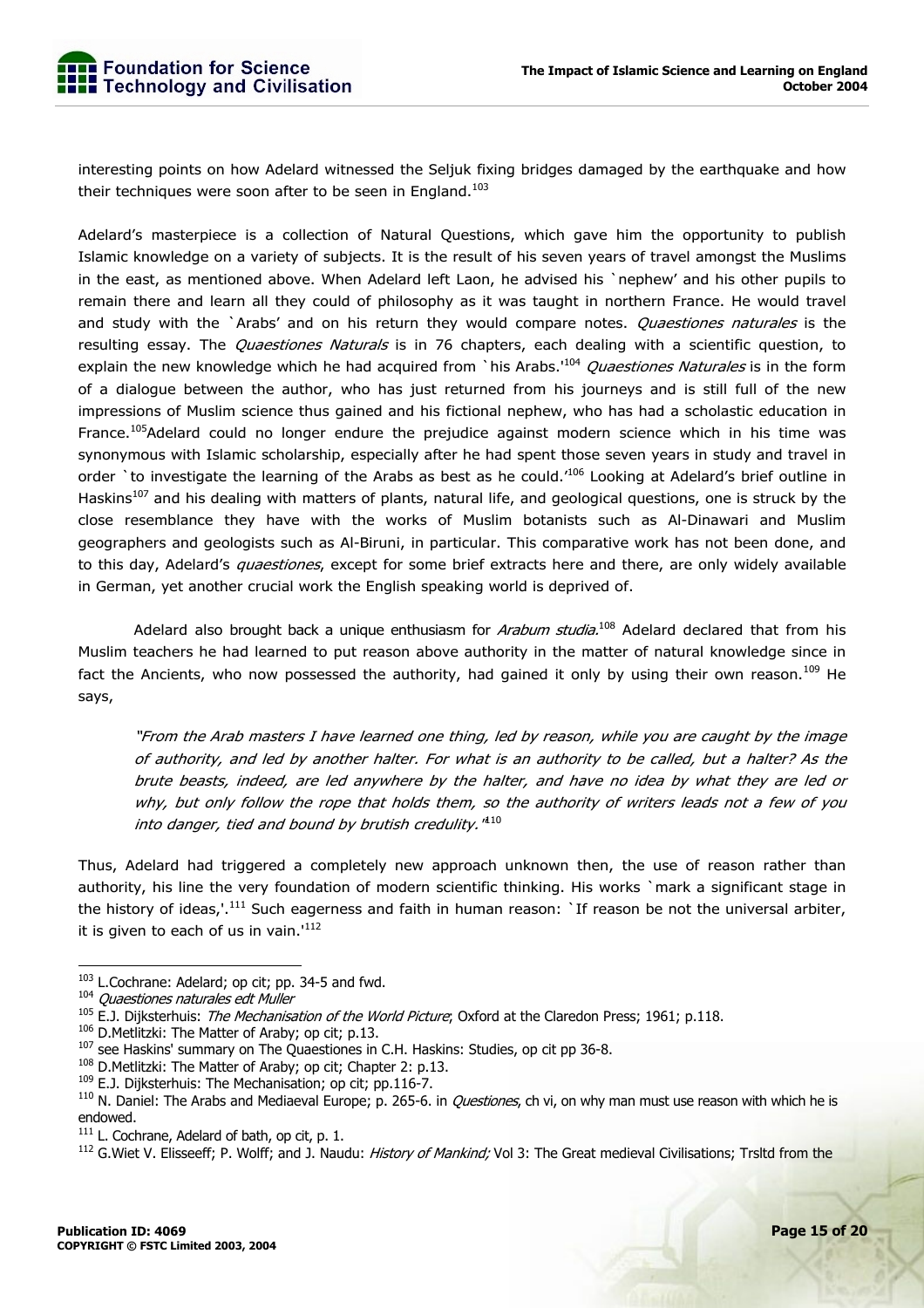interesting points on how Adelard witnessed the Seljuk fixing bridges damaged by the earthquake and how their techniques were soon after to be seen in England.[103]

Adelard's masterpiece is a collection of Natural Questions, which gave him the opportunity to publish Islamic knowledge on a variety of subjects. It is the result of his seven years of travel amongst the Muslims in the east, as mentioned above. When Adelard left Laon, he advised his `nephew' and his other pupils to remain there and learn all they could of philosophy as it was taught in northern France. He would travel and study with the `Arabs' and on his return they would compare notes. *Quaestiones naturales* is the resulting essay. The *Quaestiones Naturals* is in 76 chapters, each dealing with a scientific question, to explain the new knowledge which he had acquired from `his Arabs.'[104] *Quaestiones Naturales* is in the form of a dialogue between the author, who has just returned from his journeys and is still full of the new impressions of Muslim science thus gained and his fictional nephew, who has had a scholastic education in France.[105]Adelard could no longer endure the prejudice against modern science which in his time was synonymous with Islamic scholarship, especially after he had spent those seven years in study and travel in order `to investigate the learning of the Arabs as best as he could.'[106] Looking at Adelard's brief outline in Haskins[107] and his dealing with matters of plants, natural life, and geological questions, one is struck by the close resemblance they have with the works of Muslim botanists such as Al-Dinawari and Muslim geographers and geologists such as Al-Biruni, in particular. This comparative work has not been done, and to this day, Adelard's *quaestiones*, except for some brief extracts here and there, are only widely available in German, yet another crucial work the English speaking world is deprived of.

Adelard also brought back a unique enthusiasm for *Arabum studia*.[108] Adelard declared that from his Muslim teachers he had learned to put reason above authority in the matter of natural knowledge since in fact the Ancients, who now possessed the authority, had gained it only by using their own reason.[109] He says,

> *"From the Arab masters I have learned one thing, led by reason, while you are caught by the image of authority, and led by another halter. For what is an authority to be called, but a halter? As the brute beasts, indeed, are led anywhere by the halter, and have no idea by what they are led or why, but only follow the rope that holds them, so the authority of writers leads not a few of you into danger, tied and bound by brutish credulity."*[110]

Thus, Adelard had triggered a completely new approach unknown then, the use of reason rather than authority, his line the very foundation of modern scientific thinking. His works `mark a significant stage in the history of ideas,'.[111] Such eagerness and faith in human reason: `If reason be not the universal arbiter, it is given to each of us in vain.'[112]

---

[103] L.Cochrane: Adelard; op cit; pp. 34-5 and fwd.

[104] *Quaestiones naturales edt Muller*

[105] E.J. Dijksterhuis: *The Mechanisation of the World Picture*; Oxford at the Claredon Press; 1961; p.118.

[106] D.Metlitzki: The Matter of Araby; op cit; p.13.

[107] see Haskins' summary on The Quaestiones in C.H. Haskins: Studies, op cit pp 36-8.

[108] D.Metlitzki: The Matter of Araby; op cit; Chapter 2: p.13.

[109] E.J. Dijksterhuis: The Mechanisation; op cit; pp.116-7.

[110] N. Daniel: The Arabs and Mediaeval Europe; p. 265-6. in *Questiones*, ch vi, on why man must use reason with which he is endowed.

[111] L. Cochrane, Adelard of bath, op cit, p. 1.

[112] G.Wiet V. Elisseeff; P. Wolff; and J. Naudu: *History of Mankind;* Vol 3: The Great medieval Civilisations; Trsltd from the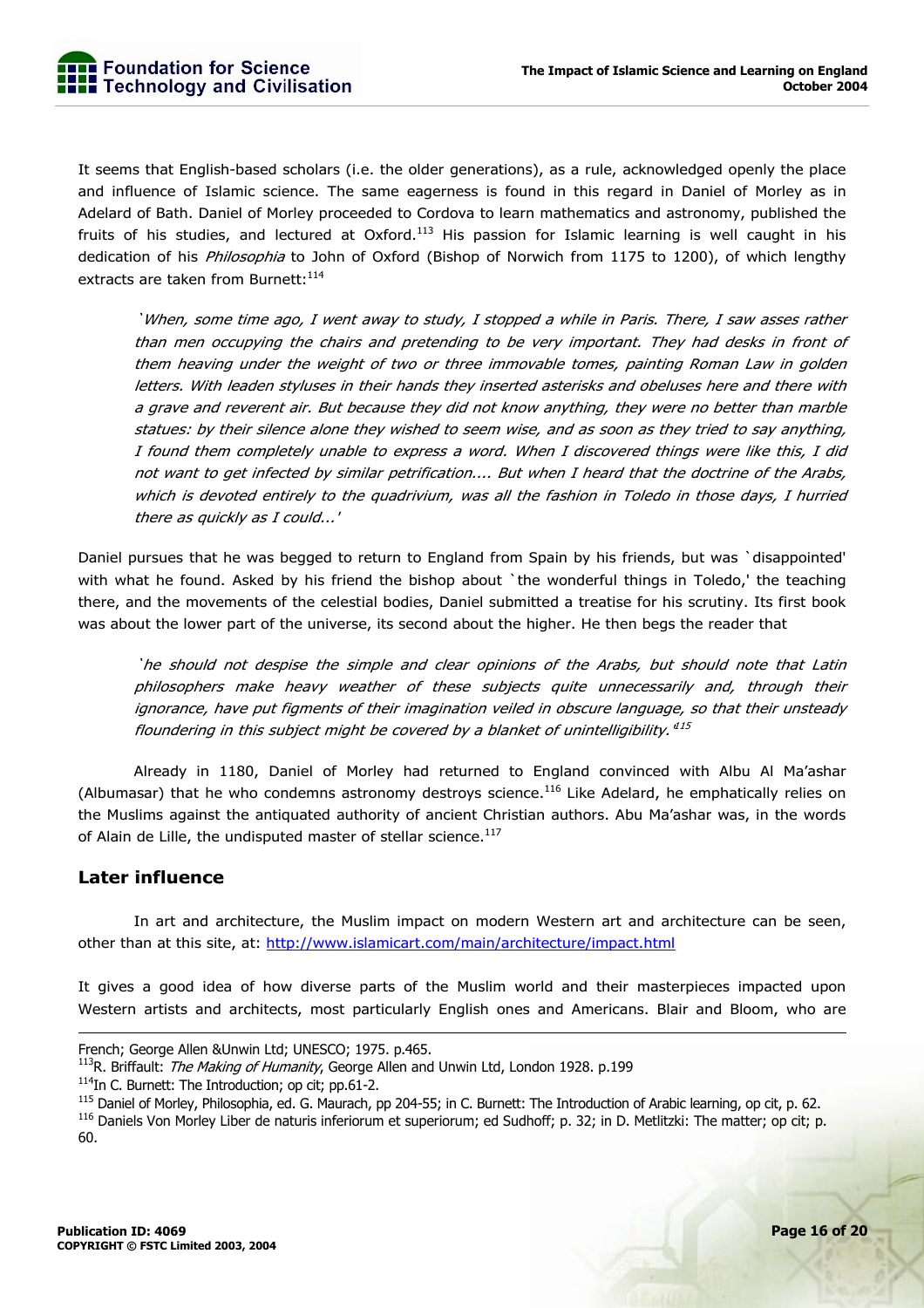It seems that English-based scholars (i.e. the older generations), as a rule, acknowledged openly the place and influence of Islamic science. The same eagerness is found in this regard in Daniel of Morley as in Adelard of Bath. Daniel of Morley proceeded to Cordova to learn mathematics and astronomy, published the fruits of his studies, and lectured at Oxford.[113] His passion for Islamic learning is well caught in his dedication of his *Philosophia* to John of Oxford (Bishop of Norwich from 1175 to 1200), of which lengthy extracts are taken from Burnett:[114]

> *`When, some time ago, I went away to study, I stopped a while in Paris. There, I saw asses rather than men occupying the chairs and pretending to be very important. They had desks in front of them heaving under the weight of two or three immovable tomes, painting Roman Law in golden letters. With leaden styluses in their hands they inserted asterisks and obeluses here and there with a grave and reverent air. But because they did not know anything, they were no better than marble statues: by their silence alone they wished to seem wise, and as soon as they tried to say anything, I found them completely unable to express a word. When I discovered things were like this, I did not want to get infected by similar petrification.... But when I heard that the doctrine of the Arabs, which is devoted entirely to the quadrivium, was all the fashion in Toledo in those days, I hurried there as quickly as I could...'*

Daniel pursues that he was begged to return to England from Spain by his friends, but was `disappointed' with what he found. Asked by his friend the bishop about `the wonderful things in Toledo,' the teaching there, and the movements of the celestial bodies, Daniel submitted a treatise for his scrutiny. Its first book was about the lower part of the universe, its second about the higher. He then begs the reader that

> *`he should not despise the simple and clear opinions of the Arabs, but should note that Latin philosophers make heavy weather of these subjects quite unnecessarily and, through their ignorance, have put figments of their imagination veiled in obscure language, so that their unsteady floundering in this subject might be covered by a blanket of unintelligibility.'*[115]

Already in 1180, Daniel of Morley had returned to England convinced with Albu Al Ma'ashar (Albumasar) that he who condemns astronomy destroys science.[116] Like Adelard, he emphatically relies on the Muslims against the antiquated authority of ancient Christian authors. Abu Ma'ashar was, in the words of Alain de Lille, the undisputed master of stellar science.[117]

## Later influence

In art and architecture, the Muslim impact on modern Western art and architecture can be seen, other than at this site, at: http://www.islamicart.com/main/architecture/impact.html

It gives a good idea of how diverse parts of the Muslim world and their masterpieces impacted upon Western artists and architects, most particularly English ones and Americans. Blair and Bloom, who are

---

French; George Allen &Unwin Ltd; UNESCO; 1975. p.465.

[113] R. Briffault: *The Making of Humanity*, George Allen and Unwin Ltd, London 1928. p.199

[114] In C. Burnett: The Introduction; op cit; pp.61-2.

[115] Daniel of Morley, Philosophia, ed. G. Maurach, pp 204-55; in C. Burnett: The Introduction of Arabic learning, op cit, p. 62.

[116] Daniels Von Morley Liber de naturis inferiorum et superiorum; ed Sudhoff; p. 32; in D. Metlitzki: The matter; op cit; p. 60.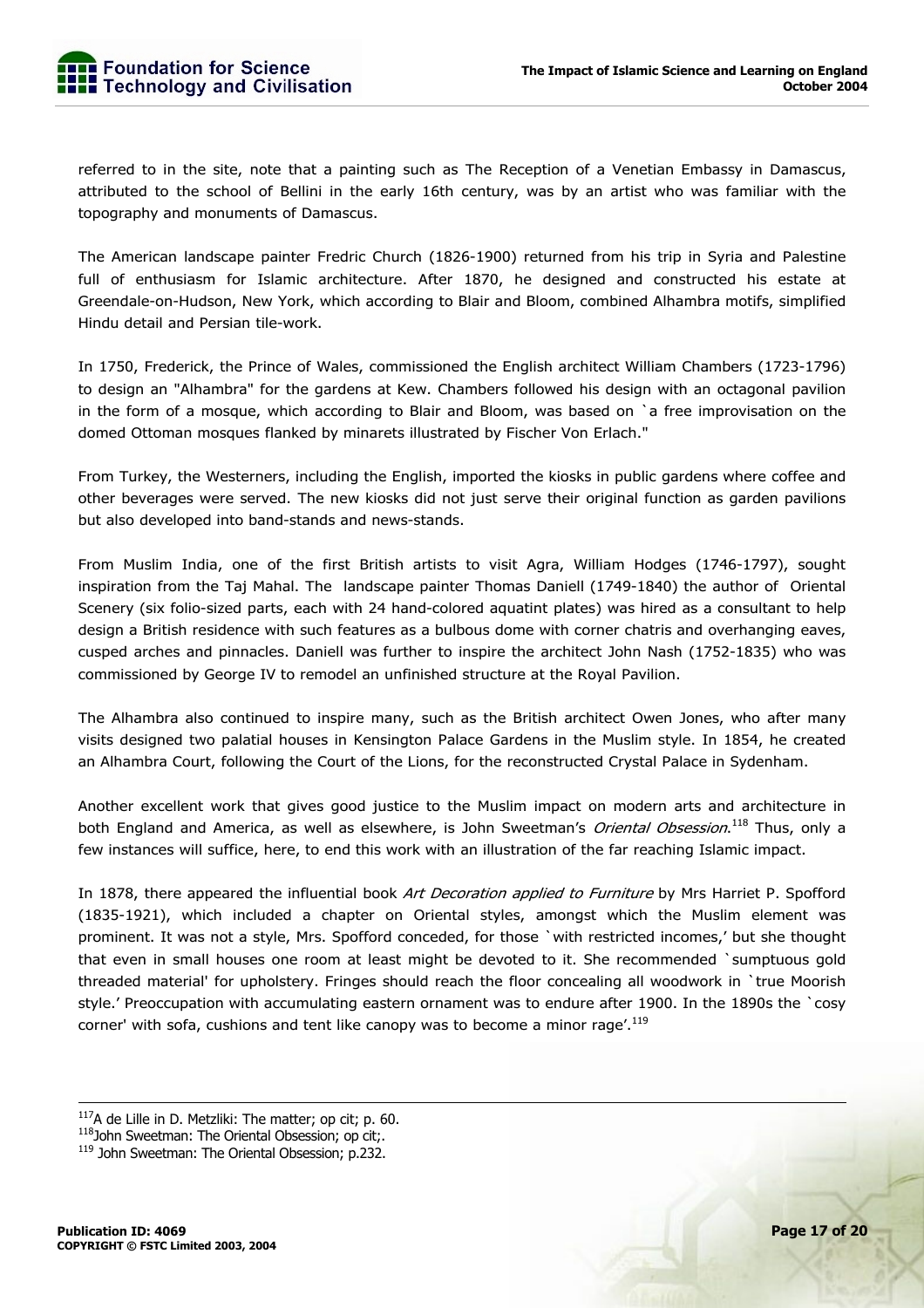referred to in the site, note that a painting such as The Reception of a Venetian Embassy in Damascus, attributed to the school of Bellini in the early 16th century, was by an artist who was familiar with the topography and monuments of Damascus.

The American landscape painter Fredric Church (1826-1900) returned from his trip in Syria and Palestine full of enthusiasm for Islamic architecture. After 1870, he designed and constructed his estate at Greendale-on-Hudson, New York, which according to Blair and Bloom, combined Alhambra motifs, simplified Hindu detail and Persian tile-work.

In 1750, Frederick, the Prince of Wales, commissioned the English architect William Chambers (1723-1796) to design an "Alhambra" for the gardens at Kew. Chambers followed his design with an octagonal pavilion in the form of a mosque, which according to Blair and Bloom, was based on `a free improvisation on the domed Ottoman mosques flanked by minarets illustrated by Fischer Von Erlach."

From Turkey, the Westerners, including the English, imported the kiosks in public gardens where coffee and other beverages were served. The new kiosks did not just serve their original function as garden pavilions but also developed into band-stands and news-stands.

From Muslim India, one of the first British artists to visit Agra, William Hodges (1746-1797), sought inspiration from the Taj Mahal. The landscape painter Thomas Daniell (1749-1840) the author of Oriental Scenery (six folio-sized parts, each with 24 hand-colored aquatint plates) was hired as a consultant to help design a British residence with such features as a bulbous dome with corner chatris and overhanging eaves, cusped arches and pinnacles. Daniell was further to inspire the architect John Nash (1752-1835) who was commissioned by George IV to remodel an unfinished structure at the Royal Pavilion.

The Alhambra also continued to inspire many, such as the British architect Owen Jones, who after many visits designed two palatial houses in Kensington Palace Gardens in the Muslim style. In 1854, he created an Alhambra Court, following the Court of the Lions, for the reconstructed Crystal Palace in Sydenham.

Another excellent work that gives good justice to the Muslim impact on modern arts and architecture in both England and America, as well as elsewhere, is John Sweetman's *Oriental Obsession*.[118] Thus, only a few instances will suffice, here, to end this work with an illustration of the far reaching Islamic impact.

In 1878, there appeared the influential book *Art Decoration applied to Furniture* by Mrs Harriet P. Spofford (1835-1921), which included a chapter on Oriental styles, amongst which the Muslim element was prominent. It was not a style, Mrs. Spofford conceded, for those `with restricted incomes,' but she thought that even in small houses one room at least might be devoted to it. She recommended `sumptuous gold threaded material' for upholstery. Fringes should reach the floor concealing all woodwork in `true Moorish style.' Preoccupation with accumulating eastern ornament was to endure after 1900. In the 1890s the `cosy corner' with sofa, cushions and tent like canopy was to become a minor rage'.[119]

---

[117] A de Lille in D. Metzliki: The matter; op cit; p. 60.
[118] John Sweetman: The Oriental Obsession; op cit;.
[119] John Sweetman: The Oriental Obsession; p.232.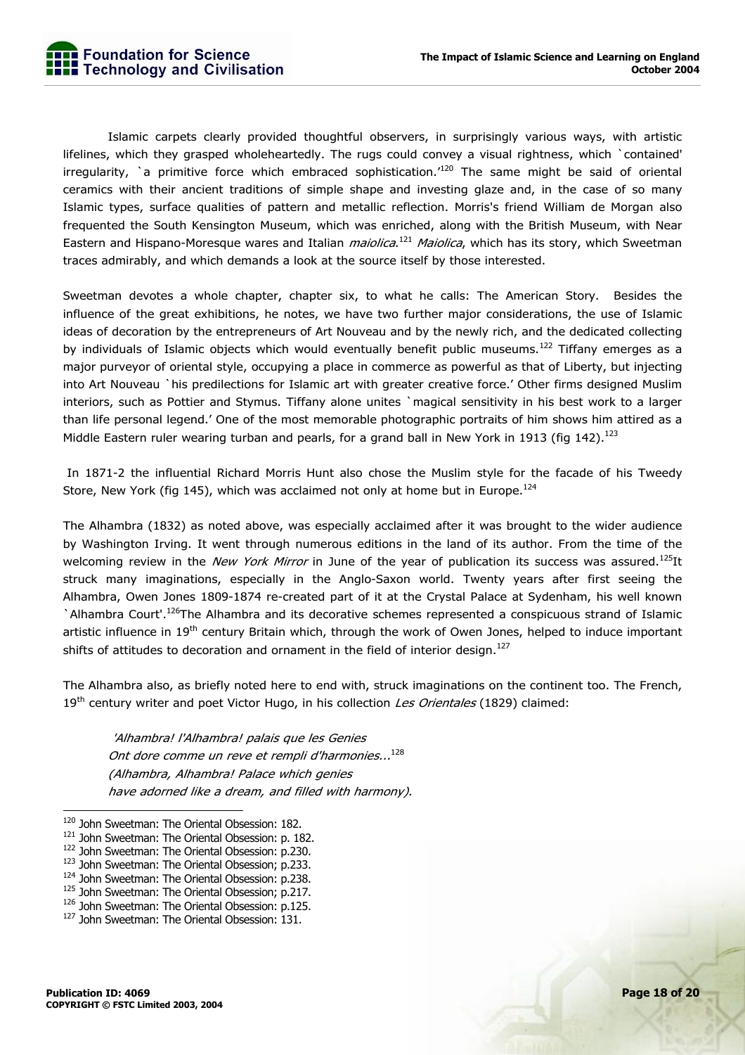Islamic carpets clearly provided thoughtful observers, in surprisingly various ways, with artistic lifelines, which they grasped wholeheartedly. The rugs could convey a visual rightness, which `contained' irregularity, `a primitive force which embraced sophistication.'[120] The same might be said of oriental ceramics with their ancient traditions of simple shape and investing glaze and, in the case of so many Islamic types, surface qualities of pattern and metallic reflection. Morris's friend William de Morgan also frequented the South Kensington Museum, which was enriched, along with the British Museum, with Near Eastern and Hispano-Moresque wares and Italian *maiolica*.[121] *Maiolica*, which has its story, which Sweetman traces admirably, and which demands a look at the source itself by those interested.

Sweetman devotes a whole chapter, chapter six, to what he calls: The American Story. Besides the influence of the great exhibitions, he notes, we have two further major considerations, the use of Islamic ideas of decoration by the entrepreneurs of Art Nouveau and by the newly rich, and the dedicated collecting by individuals of Islamic objects which would eventually benefit public museums.[122] Tiffany emerges as a major purveyor of oriental style, occupying a place in commerce as powerful as that of Liberty, but injecting into Art Nouveau `his predilections for Islamic art with greater creative force.' Other firms designed Muslim interiors, such as Pottier and Stymus. Tiffany alone unites `magical sensitivity in his best work to a larger than life personal legend.' One of the most memorable photographic portraits of him shows him attired as a Middle Eastern ruler wearing turban and pearls, for a grand ball in New York in 1913 (fig 142).[123]

In 1871-2 the influential Richard Morris Hunt also chose the Muslim style for the facade of his Tweedy Store, New York (fig 145), which was acclaimed not only at home but in Europe.[124]

The Alhambra (1832) as noted above, was especially acclaimed after it was brought to the wider audience by Washington Irving. It went through numerous editions in the land of its author. From the time of the welcoming review in the *New York Mirror* in June of the year of publication its success was assured.[125]It struck many imaginations, especially in the Anglo-Saxon world. Twenty years after first seeing the Alhambra, Owen Jones 1809-1874 re-created part of it at the Crystal Palace at Sydenham, his well known `Alhambra Court'.[126]The Alhambra and its decorative schemes represented a conspicuous strand of Islamic artistic influence in 19th century Britain which, through the work of Owen Jones, helped to induce important shifts of attitudes to decoration and ornament in the field of interior design.[127]

The Alhambra also, as briefly noted here to end with, struck imaginations on the continent too. The French, 19th century writer and poet Victor Hugo, in his collection *Les Orientales* (1829) claimed:

> *'Alhambra! l'Alhambra! palais que les Genies*
> *Ont dore comme un reve et rempli d'harmonies...*[128]
> *(Alhambra, Alhambra! Palace which genies*
> *have adorned like a dream, and filled with harmony).*

---

[120] John Sweetman: The Oriental Obsession: 182.
[121] John Sweetman: The Oriental Obsession: p. 182.
[122] John Sweetman: The Oriental Obsession: p.230.
[123] John Sweetman: The Oriental Obsession; p.233.
[124] John Sweetman: The Oriental Obsession: p.238.
[125] John Sweetman: The Oriental Obsession; p.217.
[126] John Sweetman: The Oriental Obsession: p.125.
[127] John Sweetman: The Oriental Obsession: 131.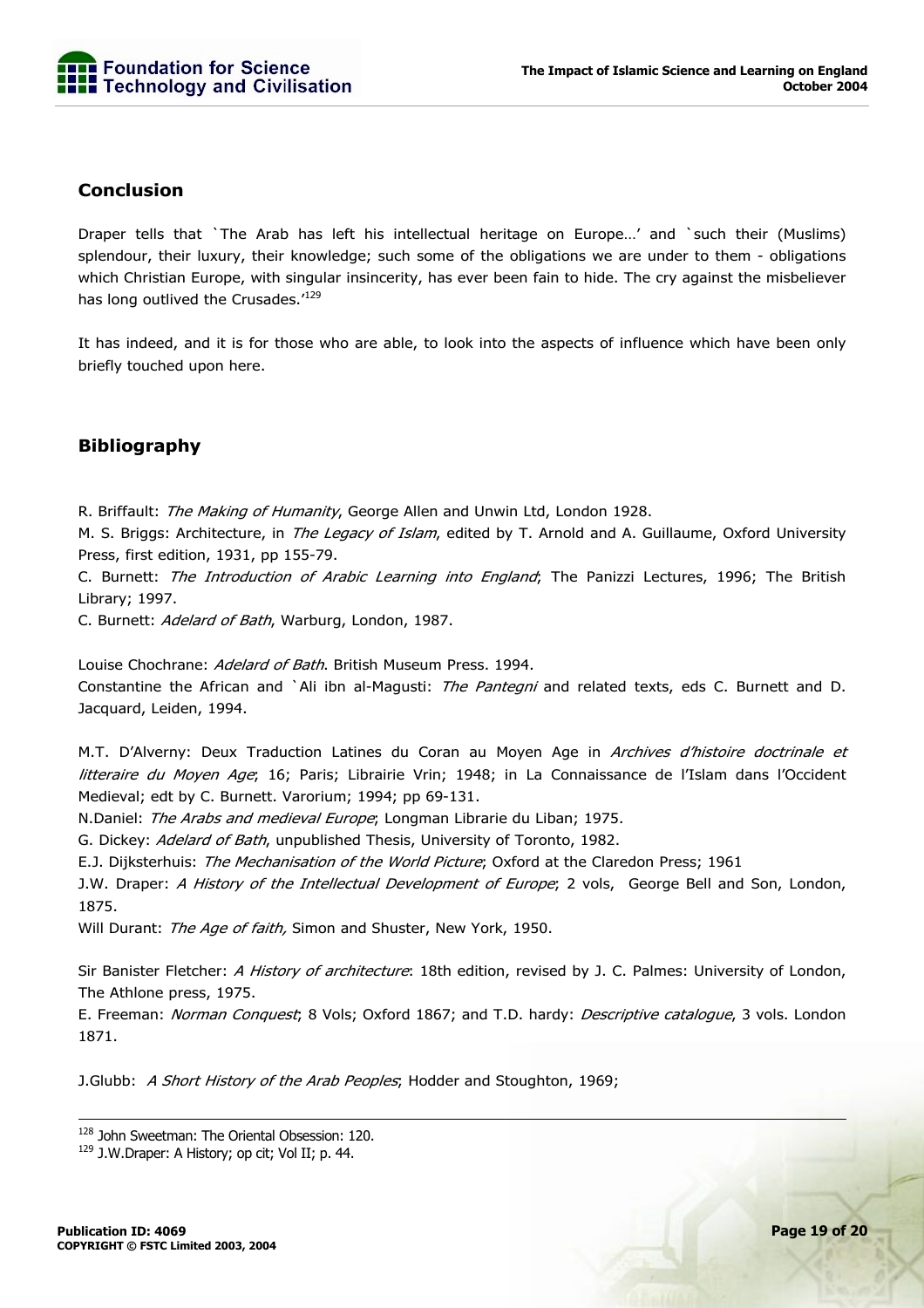## Conclusion

Draper tells that `The Arab has left his intellectual heritage on Europe…' and `such their (Muslims) splendour, their luxury, their knowledge; such some of the obligations we are under to them - obligations which Christian Europe, with singular insincerity, has ever been fain to hide. The cry against the misbeliever has long outlived the Crusades.'[129]

It has indeed, and it is for those who are able, to look into the aspects of influence which have been only briefly touched upon here.

## Bibliography

R. Briffault: *The Making of Humanity*, George Allen and Unwin Ltd, London 1928.
M. S. Briggs: Architecture, in *The Legacy of Islam*, edited by T. Arnold and A. Guillaume, Oxford University Press, first edition, 1931, pp 155-79.
C. Burnett: *The Introduction of Arabic Learning into England*; The Panizzi Lectures, 1996; The British Library; 1997.
C. Burnett: *Adelard of Bath*, Warburg, London, 1987.

Louise Chochrane: *Adelard of Bath*. British Museum Press. 1994.
Constantine the African and `Ali ibn al-Magusti: *The Pantegni* and related texts, eds C. Burnett and D. Jacquard, Leiden, 1994.

M.T. D'Alverny: Deux Traduction Latines du Coran au Moyen Age in *Archives d'histoire doctrinale et litteraire du Moyen Age*; 16; Paris; Librairie Vrin; 1948; in La Connaissance de l'Islam dans l'Occident Medieval; edt by C. Burnett. Varorium; 1994; pp 69-131.
N.Daniel: *The Arabs and medieval Europe*; Longman Librarie du Liban; 1975.
G. Dickey: *Adelard of Bath*, unpublished Thesis, University of Toronto, 1982.
E.J. Dijksterhuis: *The Mechanisation of the World Picture*; Oxford at the Claredon Press; 1961
J.W. Draper: *A History of the Intellectual Development of Europe*; 2 vols, George Bell and Son, London, 1875.
Will Durant: *The Age of faith,* Simon and Shuster, New York, 1950.

Sir Banister Fletcher: *A History of architecture*: 18th edition, revised by J. C. Palmes: University of London, The Athlone press, 1975.
E. Freeman: *Norman Conquest*; 8 Vols; Oxford 1867; and T.D. hardy: *Descriptive catalogue*, 3 vols. London 1871.

J.Glubb: *A Short History of the Arab Peoples*; Hodder and Stoughton, 1969;

---

[128] John Sweetman: The Oriental Obsession: 120.
[129] J.W.Draper: A History; op cit; Vol II; p. 44.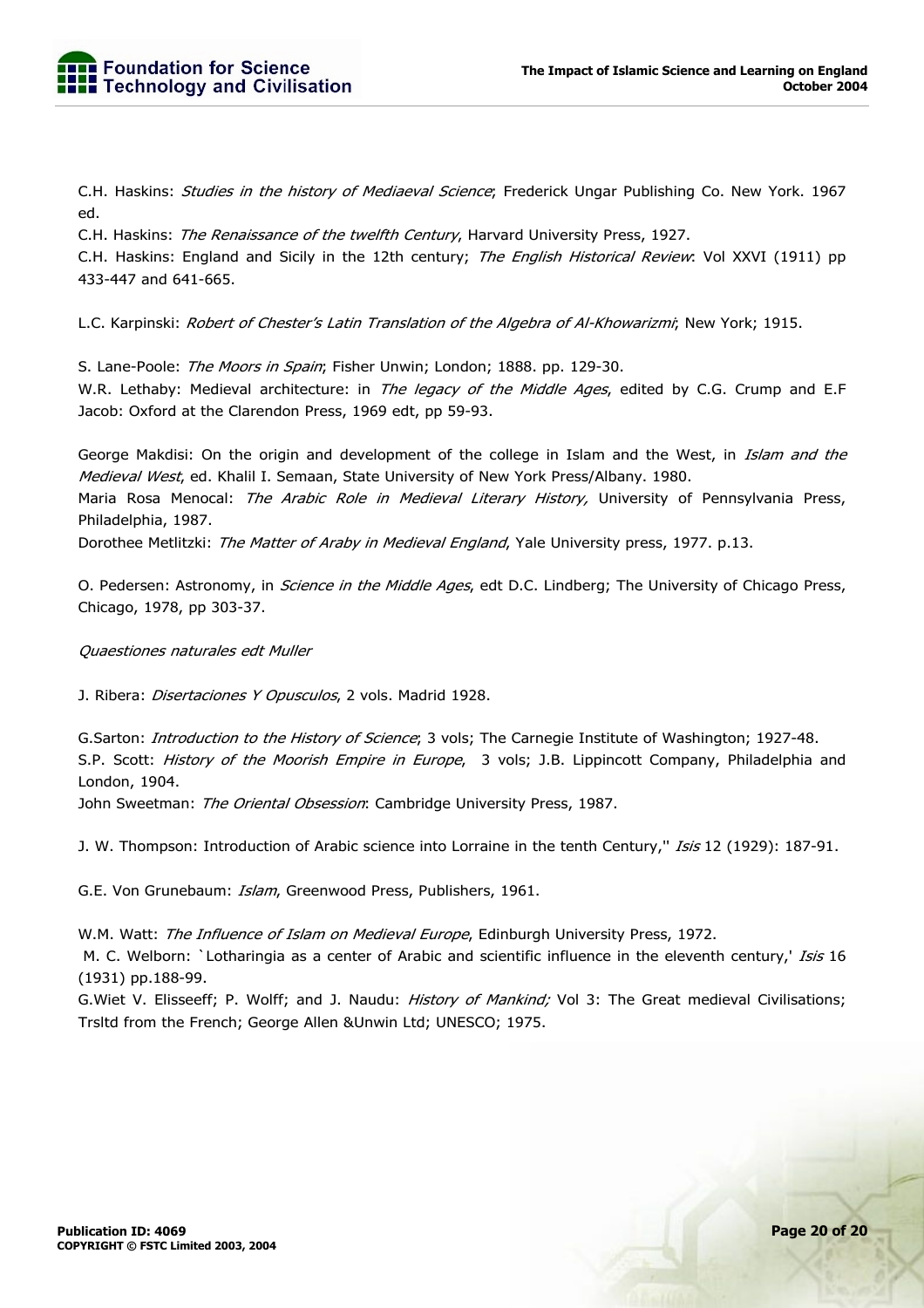C.H. Haskins: *Studies in the history of Mediaeval Science*; Frederick Ungar Publishing Co. New York. 1967 ed.

C.H. Haskins: *The Renaissance of the twelfth Century*, Harvard University Press, 1927.

C.H. Haskins: England and Sicily in the 12th century; *The English Historical Review*: Vol XXVI (1911) pp 433-447 and 641-665.

L.C. Karpinski: *Robert of Chester's Latin Translation of the Algebra of Al-Khowarizmi*; New York; 1915.

S. Lane-Poole: *The Moors in Spain*; Fisher Unwin; London; 1888. pp. 129-30.

W.R. Lethaby: Medieval architecture: in *The legacy of the Middle Ages*, edited by C.G. Crump and E.F Jacob: Oxford at the Clarendon Press, 1969 edt, pp 59-93.

George Makdisi: On the origin and development of the college in Islam and the West, in *Islam and the Medieval West*, ed. Khalil I. Semaan, State University of New York Press/Albany. 1980.

Maria Rosa Menocal: *The Arabic Role in Medieval Literary History,* University of Pennsylvania Press, Philadelphia, 1987.

Dorothee Metlitzki: *The Matter of Araby in Medieval England*, Yale University press, 1977. p.13.

O. Pedersen: Astronomy, in *Science in the Middle Ages*, edt D.C. Lindberg; The University of Chicago Press, Chicago, 1978, pp 303-37.

*Quaestiones naturales edt Muller*

J. Ribera: *Disertaciones Y Opusculos*, 2 vols. Madrid 1928.

G.Sarton: *Introduction to the History of Science*; 3 vols; The Carnegie Institute of Washington; 1927-48.

S.P. Scott: *History of the Moorish Empire in Europe*, 3 vols; J.B. Lippincott Company, Philadelphia and London, 1904.

John Sweetman: *The Oriental Obsession*: Cambridge University Press, 1987.

J. W. Thompson: Introduction of Arabic science into Lorraine in the tenth Century," *Isis* 12 (1929): 187-91.

G.E. Von Grunebaum: *Islam*, Greenwood Press, Publishers, 1961.

W.M. Watt: *The Influence of Islam on Medieval Europe*, Edinburgh University Press, 1972.

M. C. Welborn: `Lotharingia as a center of Arabic and scientific influence in the eleventh century,' *Isis* 16 (1931) pp.188-99.

G.Wiet V. Elisseeff; P. Wolff; and J. Naudu: *History of Mankind;* Vol 3: The Great medieval Civilisations; Trsltd from the French; George Allen &Unwin Ltd; UNESCO; 1975.